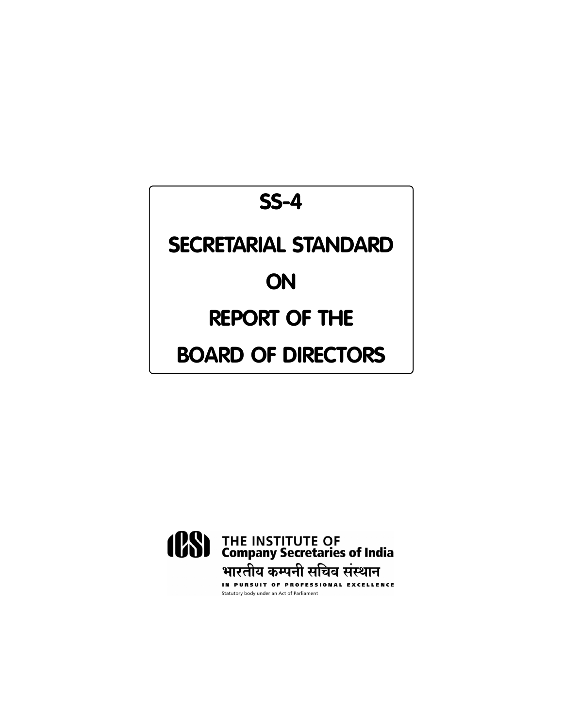# SS-4

# SECRETARIAL STANDARD

# ON

# REPORT OF THE

# BOARD OF DIRECTORS

THE INSTITUTE OF
**Company Secretaries of India**

भारतीय कम्पनी सचिव संस्थान

IN PURSUIT OF PROFESSIONAL EXCELLENCE

Statutory body under an Act of Parliament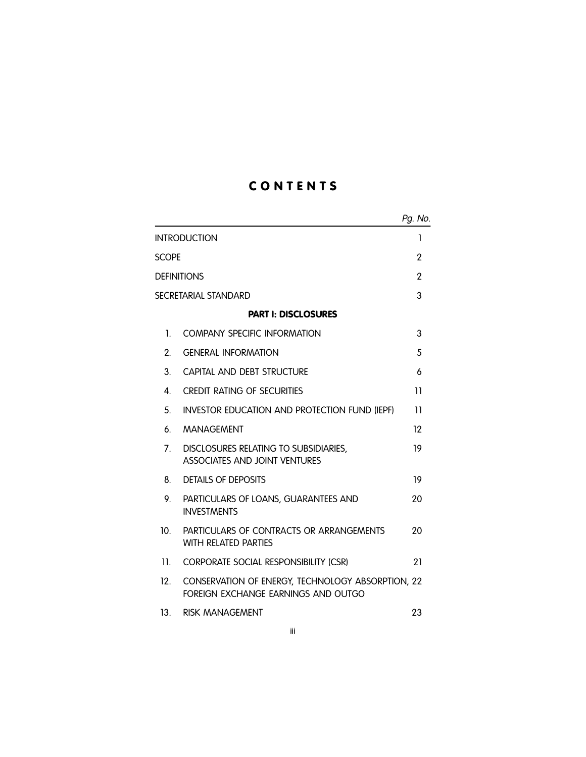# CONTENTS

| | | *Pg. No.* |
|---|---|---|
| INTRODUCTION | | 1 |
| SCOPE | | 2 |
| DEFINITIONS | | 2 |
| SECRETARIAL STANDARD | | 3 |
| | **PART I: DISCLOSURES** | |
| 1. | COMPANY SPECIFIC INFORMATION | 3 |
| 2. | GENERAL INFORMATION | 5 |
| 3. | CAPITAL AND DEBT STRUCTURE | 6 |
| 4. | CREDIT RATING OF SECURITIES | 11 |
| 5. | INVESTOR EDUCATION AND PROTECTION FUND (IEPF) | 11 |
| 6. | MANAGEMENT | 12 |
| 7. | DISCLOSURES RELATING TO SUBSIDIARIES, ASSOCIATES AND JOINT VENTURES | 19 |
| 8. | DETAILS OF DEPOSITS | 19 |
| 9. | PARTICULARS OF LOANS, GUARANTEES AND INVESTMENTS | 20 |
| 10. | PARTICULARS OF CONTRACTS OR ARRANGEMENTS WITH RELATED PARTIES | 20 |
| 11. | CORPORATE SOCIAL RESPONSIBILITY (CSR) | 21 |
| 12. | CONSERVATION OF ENERGY, TECHNOLOGY ABSORPTION, FOREIGN EXCHANGE EARNINGS AND OUTGO | 22 |
| 13. | RISK MANAGEMENT | 23 |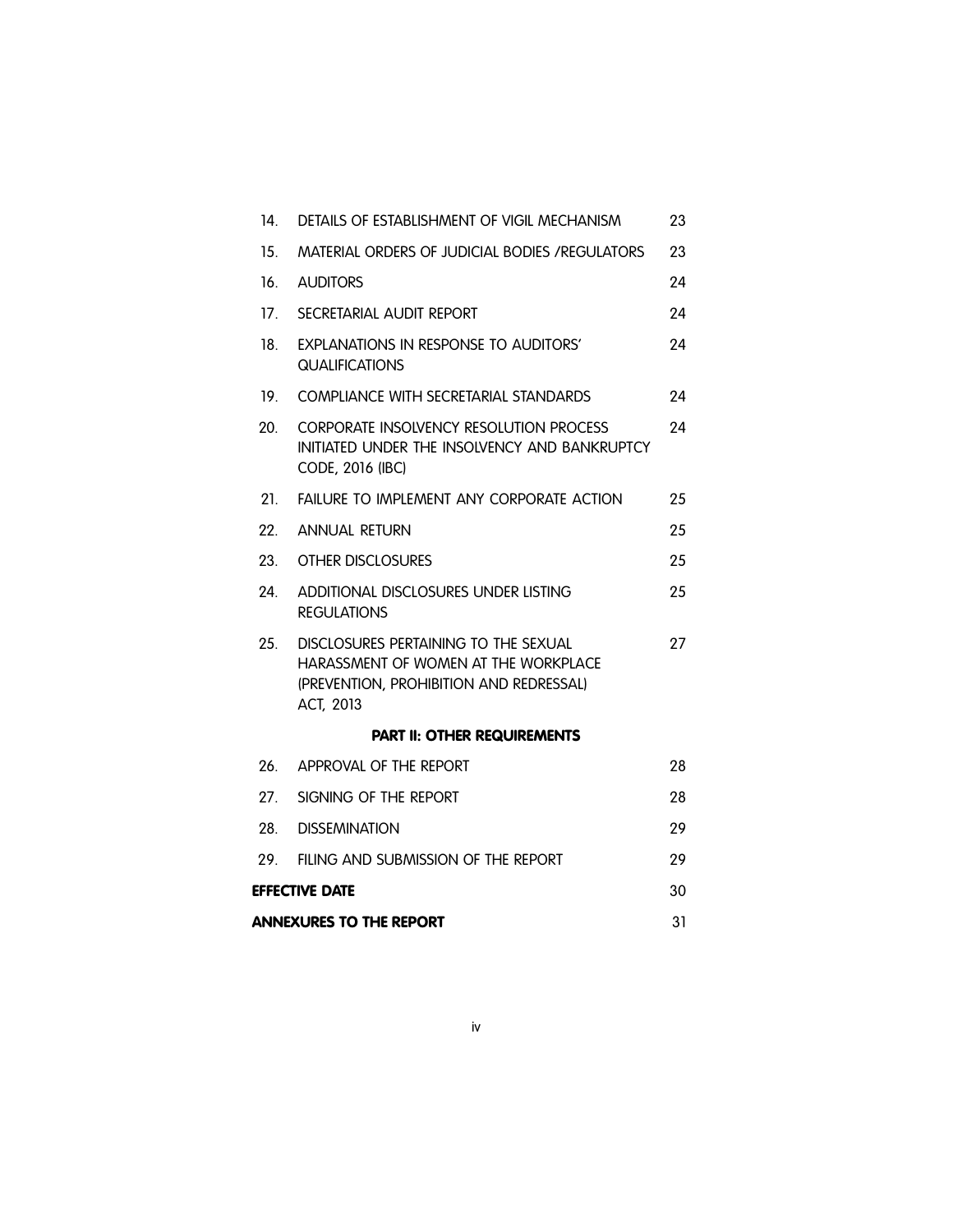| | | |
|---|---|---|
| 14. | DETAILS OF ESTABLISHMENT OF VIGIL MECHANISM | 23 |
| 15. | MATERIAL ORDERS OF JUDICIAL BODIES /REGULATORS | 23 |
| 16. | AUDITORS | 24 |
| 17. | SECRETARIAL AUDIT REPORT | 24 |
| 18. | EXPLANATIONS IN RESPONSE TO AUDITORS' QUALIFICATIONS | 24 |
| 19. | COMPLIANCE WITH SECRETARIAL STANDARDS | 24 |
| 20. | CORPORATE INSOLVENCY RESOLUTION PROCESS INITIATED UNDER THE INSOLVENCY AND BANKRUPTCY CODE, 2016 (IBC) | 24 |
| 21. | FAILURE TO IMPLEMENT ANY CORPORATE ACTION | 25 |
| 22. | ANNUAL RETURN | 25 |
| 23. | OTHER DISCLOSURES | 25 |
| 24. | ADDITIONAL DISCLOSURES UNDER LISTING REGULATIONS | 25 |
| 25. | DISCLOSURES PERTAINING TO THE SEXUAL HARASSMENT OF WOMEN AT THE WORKPLACE (PREVENTION, PROHIBITION AND REDRESSAL) ACT, 2013 | 27 |
| | **PART II: OTHER REQUIREMENTS** | |
| 26. | APPROVAL OF THE REPORT | 28 |
| 27. | SIGNING OF THE REPORT | 28 |
| 28. | DISSEMINATION | 29 |
| 29. | FILING AND SUBMISSION OF THE REPORT | 29 |
| **EFFECTIVE DATE** | | 30 |
| **ANNEXURES TO THE REPORT** | | 31 |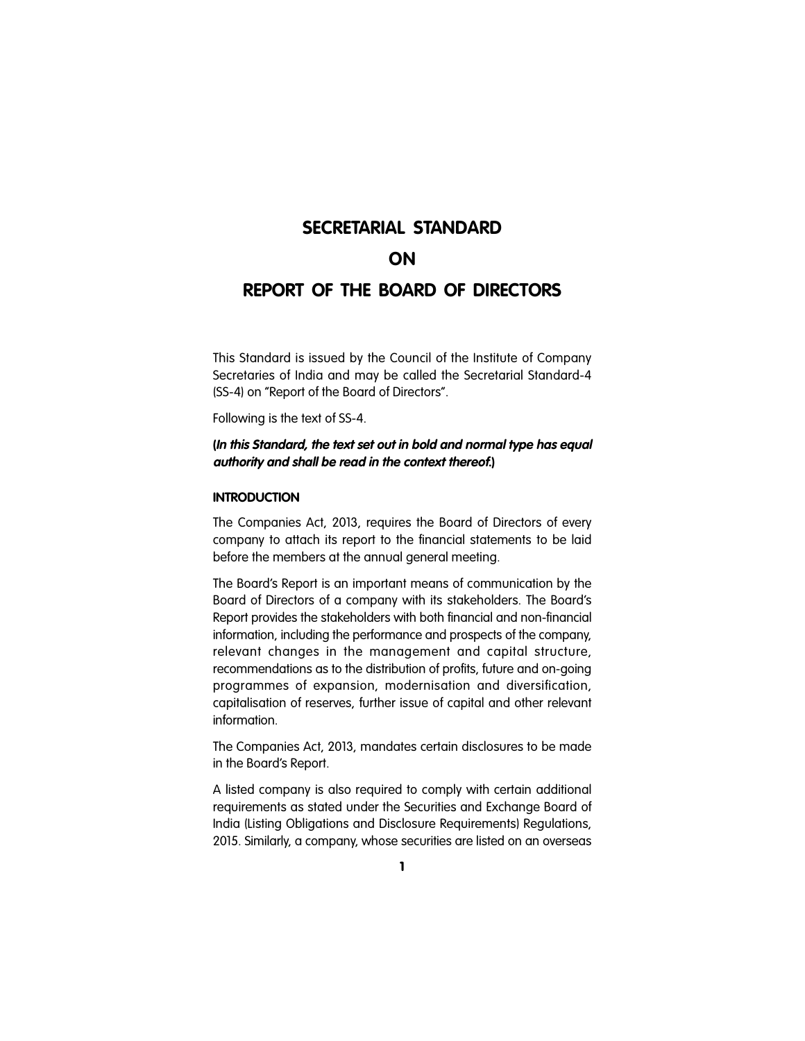# SECRETARIAL STANDARD
# ON
# REPORT OF THE BOARD OF DIRECTORS

This Standard is issued by the Council of the Institute of Company Secretaries of India and may be called the Secretarial Standard-4 (SS-4) on "Report of the Board of Directors".

Following is the text of SS-4.

***(In this Standard, the text set out in bold and normal type has equal authority and shall be read in the context thereof.)***

## INTRODUCTION

The Companies Act, 2013, requires the Board of Directors of every company to attach its report to the financial statements to be laid before the members at the annual general meeting.

The Board's Report is an important means of communication by the Board of Directors of a company with its stakeholders. The Board's Report provides the stakeholders with both financial and non-financial information, including the performance and prospects of the company, relevant changes in the management and capital structure, recommendations as to the distribution of profits, future and on-going programmes of expansion, modernisation and diversification, capitalisation of reserves, further issue of capital and other relevant information.

The Companies Act, 2013, mandates certain disclosures to be made in the Board's Report.

A listed company is also required to comply with certain additional requirements as stated under the Securities and Exchange Board of India (Listing Obligations and Disclosure Requirements) Regulations, 2015. Similarly, a company, whose securities are listed on an overseas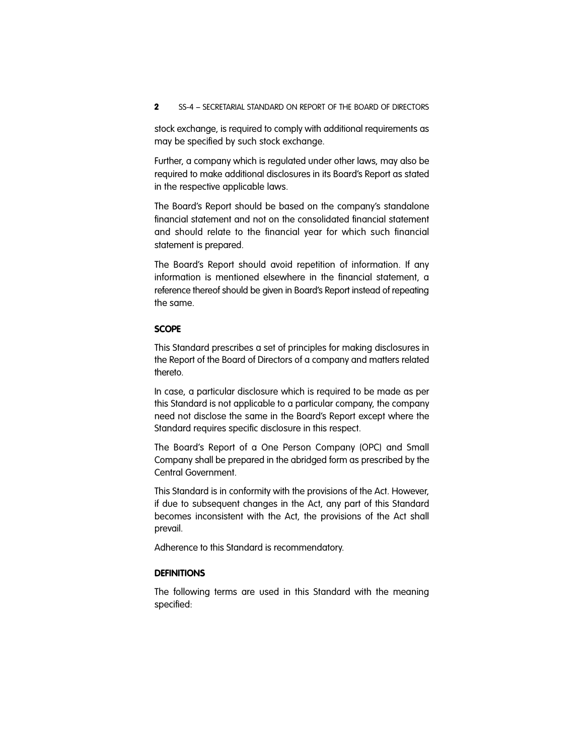stock exchange, is required to comply with additional requirements as may be specified by such stock exchange.

Further, a company which is regulated under other laws, may also be required to make additional disclosures in its Board's Report as stated in the respective applicable laws.

The Board's Report should be based on the company's standalone financial statement and not on the consolidated financial statement and should relate to the financial year for which such financial statement is prepared.

The Board's Report should avoid repetition of information. If any information is mentioned elsewhere in the financial statement, a reference thereof should be given in Board's Report instead of repeating the same.

## SCOPE

This Standard prescribes a set of principles for making disclosures in the Report of the Board of Directors of a company and matters related thereto.

In case, a particular disclosure which is required to be made as per this Standard is not applicable to a particular company, the company need not disclose the same in the Board's Report except where the Standard requires specific disclosure in this respect.

The Board's Report of a One Person Company (OPC) and Small Company shall be prepared in the abridged form as prescribed by the Central Government.

This Standard is in conformity with the provisions of the Act. However, if due to subsequent changes in the Act, any part of this Standard becomes inconsistent with the Act, the provisions of the Act shall prevail.

Adherence to this Standard is recommendatory.

## DEFINITIONS

The following terms are used in this Standard with the meaning specified: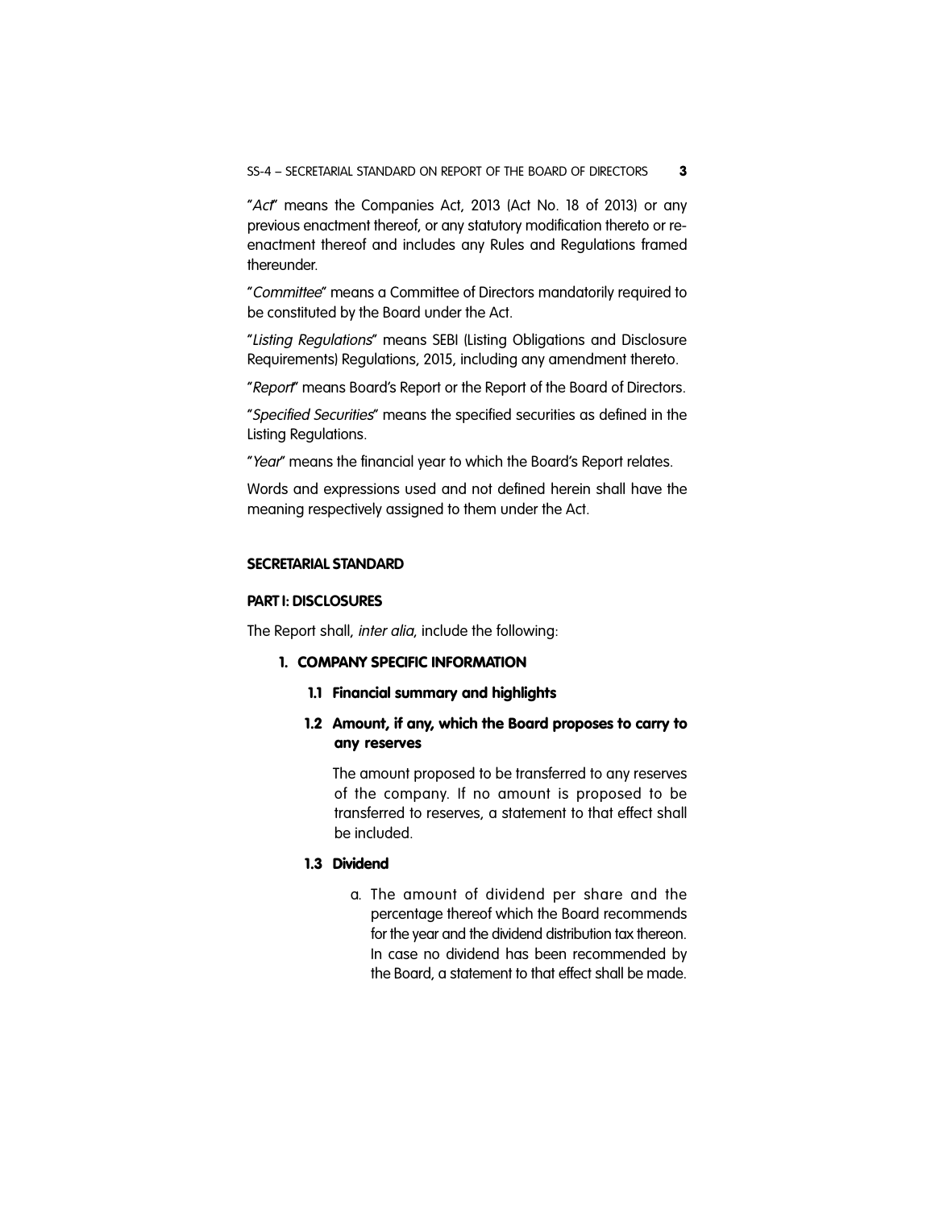"*Act*" means the Companies Act, 2013 (Act No. 18 of 2013) or any previous enactment thereof, or any statutory modification thereto or re-enactment thereof and includes any Rules and Regulations framed thereunder.

"*Committee*" means a Committee of Directors mandatorily required to be constituted by the Board under the Act.

"*Listing Regulations*" means SEBI (Listing Obligations and Disclosure Requirements) Regulations, 2015, including any amendment thereto.

"*Report*" means Board's Report or the Report of the Board of Directors.

"*Specified Securities*" means the specified securities as defined in the Listing Regulations.

"*Year*" means the financial year to which the Board's Report relates.

Words and expressions used and not defined herein shall have the meaning respectively assigned to them under the Act.

## SECRETARIAL STANDARD

### PART I: DISCLOSURES

The Report shall, *inter alia*, include the following:

#### 1. COMPANY SPECIFIC INFORMATION

**1.1 Financial summary and highlights**

**1.2 Amount, if any, which the Board proposes to carry to any reserves**

The amount proposed to be transferred to any reserves of the company. If no amount is proposed to be transferred to reserves, a statement to that effect shall be included.

**1.3 Dividend**

a. The amount of dividend per share and the percentage thereof which the Board recommends for the year and the dividend distribution tax thereon. In case no dividend has been recommended by the Board, a statement to that effect shall be made.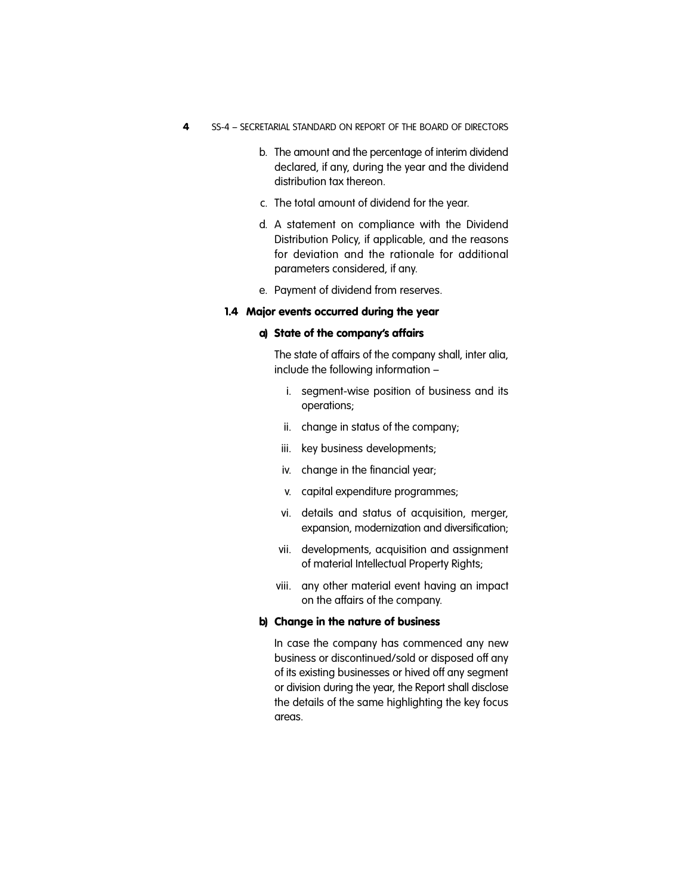b. The amount and the percentage of interim dividend declared, if any, during the year and the dividend distribution tax thereon.

c. The total amount of dividend for the year.

d. A statement on compliance with the Dividend Distribution Policy, if applicable, and the reasons for deviation and the rationale for additional parameters considered, if any.

e. Payment of dividend from reserves.

### 1.4 Major events occurred during the year

#### a) State of the company's affairs

The state of affairs of the company shall, inter alia, include the following information –

i. segment-wise position of business and its operations;

ii. change in status of the company;

iii. key business developments;

iv. change in the financial year;

v. capital expenditure programmes;

vi. details and status of acquisition, merger, expansion, modernization and diversification;

vii. developments, acquisition and assignment of material Intellectual Property Rights;

viii. any other material event having an impact on the affairs of the company.

#### b) Change in the nature of business

In case the company has commenced any new business or discontinued/sold or disposed off any of its existing businesses or hived off any segment or division during the year, the Report shall disclose the details of the same highlighting the key focus areas.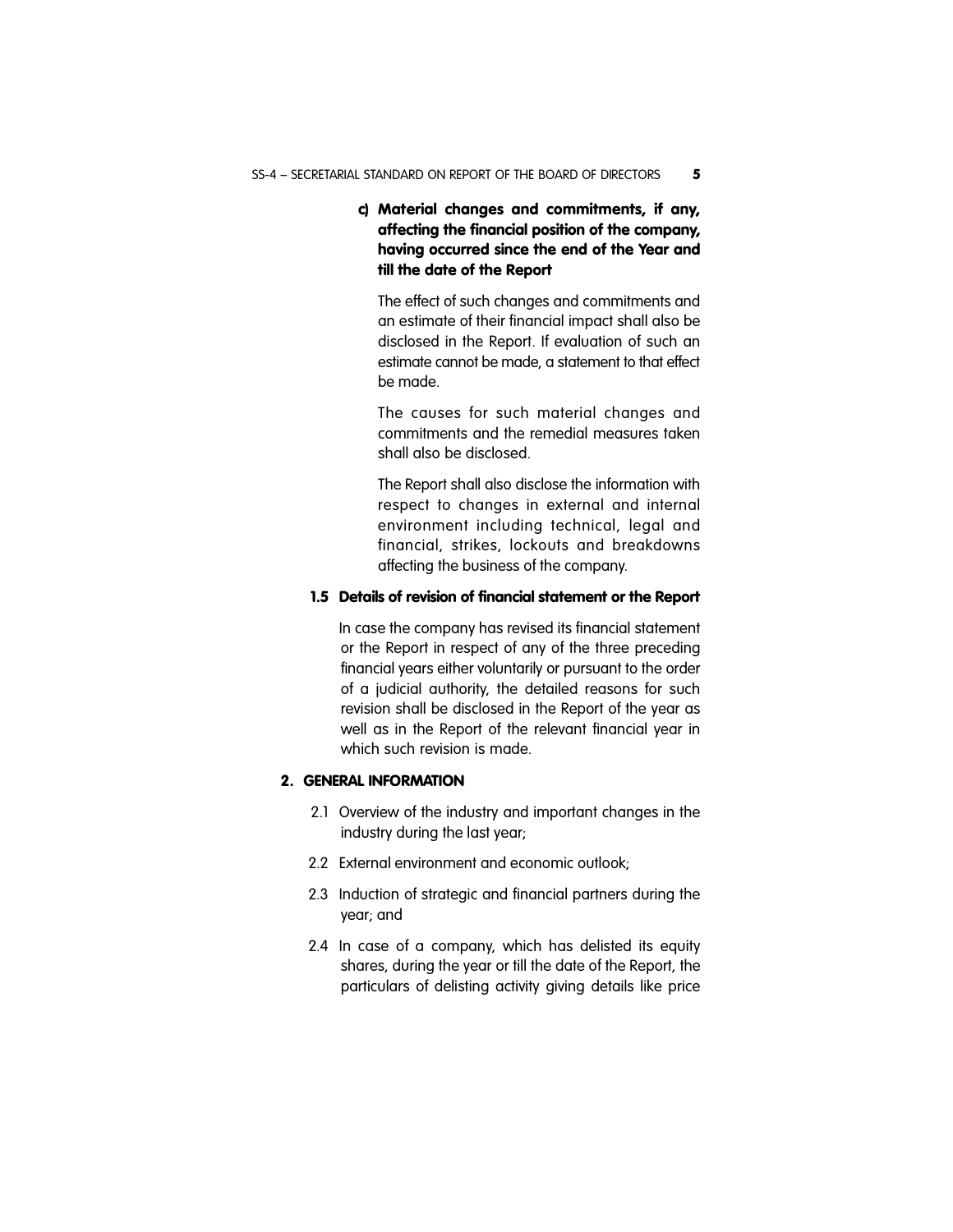**c) Material changes and commitments, if any, affecting the financial position of the company, having occurred since the end of the Year and till the date of the Report**

The effect of such changes and commitments and an estimate of their financial impact shall also be disclosed in the Report. If evaluation of such an estimate cannot be made, a statement to that effect be made.

The causes for such material changes and commitments and the remedial measures taken shall also be disclosed.

The Report shall also disclose the information with respect to changes in external and internal environment including technical, legal and financial, strikes, lockouts and breakdowns affecting the business of the company.

### 1.5 Details of revision of financial statement or the Report

In case the company has revised its financial statement or the Report in respect of any of the three preceding financial years either voluntarily or pursuant to the order of a judicial authority, the detailed reasons for such revision shall be disclosed in the Report of the year as well as in the Report of the relevant financial year in which such revision is made.

## 2. GENERAL INFORMATION

2.1 Overview of the industry and important changes in the industry during the last year;

2.2 External environment and economic outlook;

2.3 Induction of strategic and financial partners during the year; and

2.4 In case of a company, which has delisted its equity shares, during the year or till the date of the Report, the particulars of delisting activity giving details like price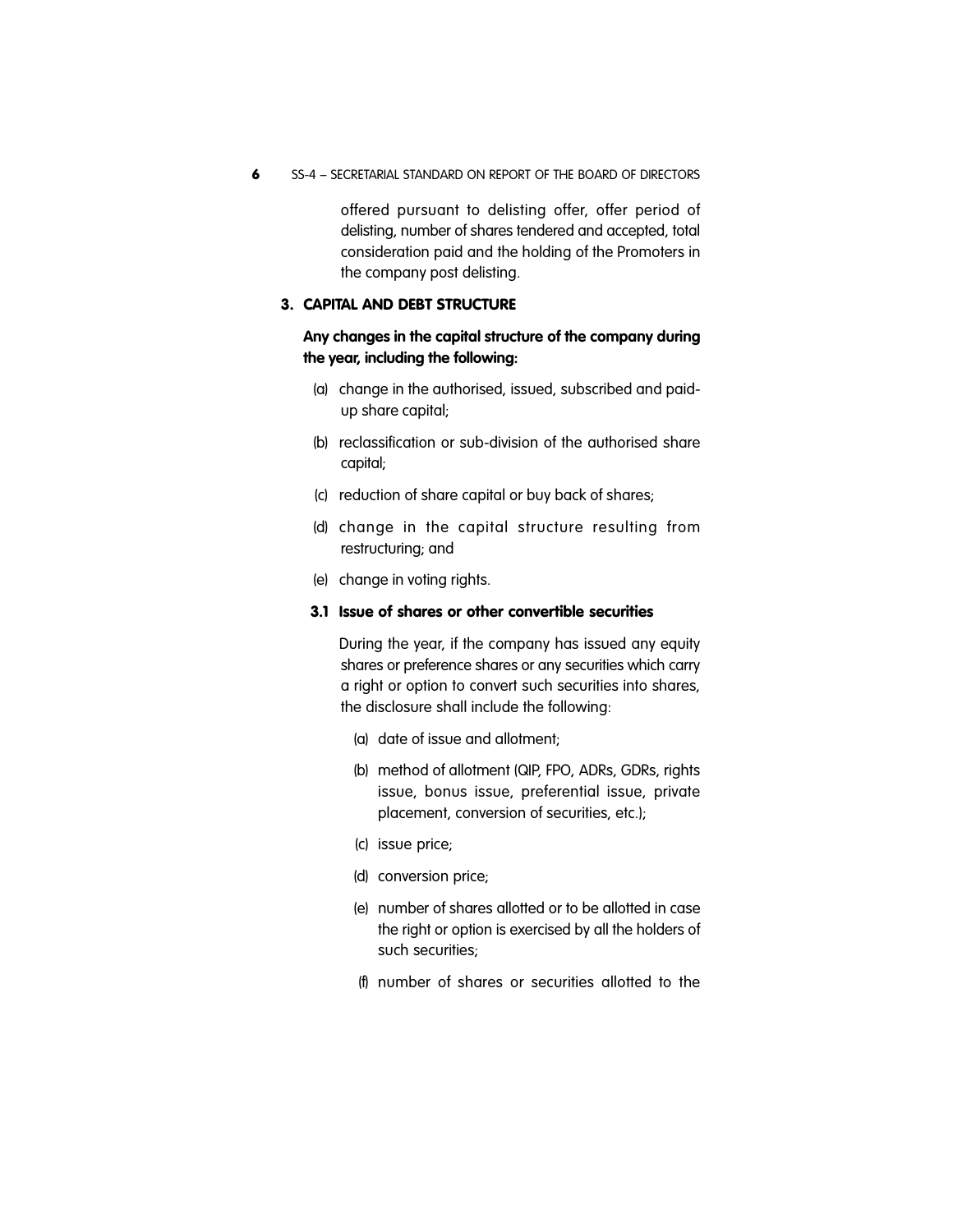offered pursuant to delisting offer, offer period of delisting, number of shares tendered and accepted, total consideration paid and the holding of the Promoters in the company post delisting.

## 3. CAPITAL AND DEBT STRUCTURE

**Any changes in the capital structure of the company during the year, including the following:**

(a) change in the authorised, issued, subscribed and paid-up share capital;

(b) reclassification or sub-division of the authorised share capital;

(c) reduction of share capital or buy back of shares;

(d) change in the capital structure resulting from restructuring; and

(e) change in voting rights.

### 3.1 Issue of shares or other convertible securities

During the year, if the company has issued any equity shares or preference shares or any securities which carry a right or option to convert such securities into shares, the disclosure shall include the following:

(a) date of issue and allotment;

(b) method of allotment (QIP, FPO, ADRs, GDRs, rights issue, bonus issue, preferential issue, private placement, conversion of securities, etc.);

(c) issue price;

(d) conversion price;

(e) number of shares allotted or to be allotted in case the right or option is exercised by all the holders of such securities;

(f) number of shares or securities allotted to the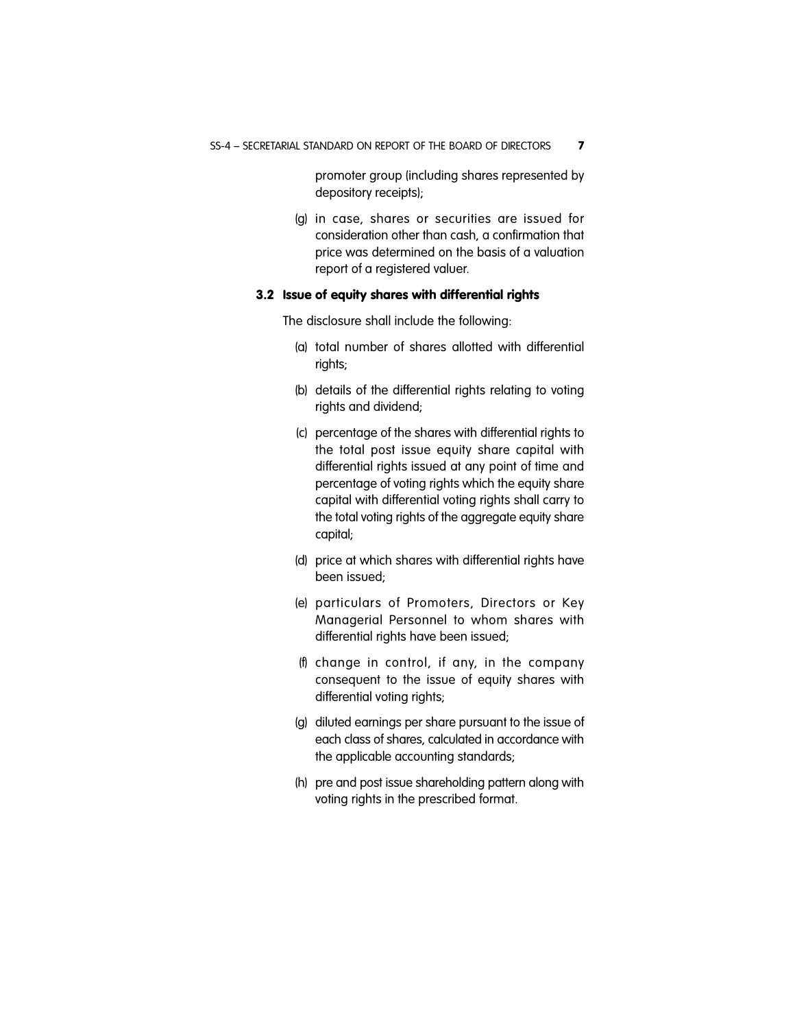promoter group (including shares represented by depository receipts);

(g) in case, shares or securities are issued for consideration other than cash, a confirmation that price was determined on the basis of a valuation report of a registered valuer.

### 3.2 Issue of equity shares with differential rights

The disclosure shall include the following:

(a) total number of shares allotted with differential rights;

(b) details of the differential rights relating to voting rights and dividend;

(c) percentage of the shares with differential rights to the total post issue equity share capital with differential rights issued at any point of time and percentage of voting rights which the equity share capital with differential voting rights shall carry to the total voting rights of the aggregate equity share capital;

(d) price at which shares with differential rights have been issued;

(e) particulars of Promoters, Directors or Key Managerial Personnel to whom shares with differential rights have been issued;

(f) change in control, if any, in the company consequent to the issue of equity shares with differential voting rights;

(g) diluted earnings per share pursuant to the issue of each class of shares, calculated in accordance with the applicable accounting standards;

(h) pre and post issue shareholding pattern along with voting rights in the prescribed format.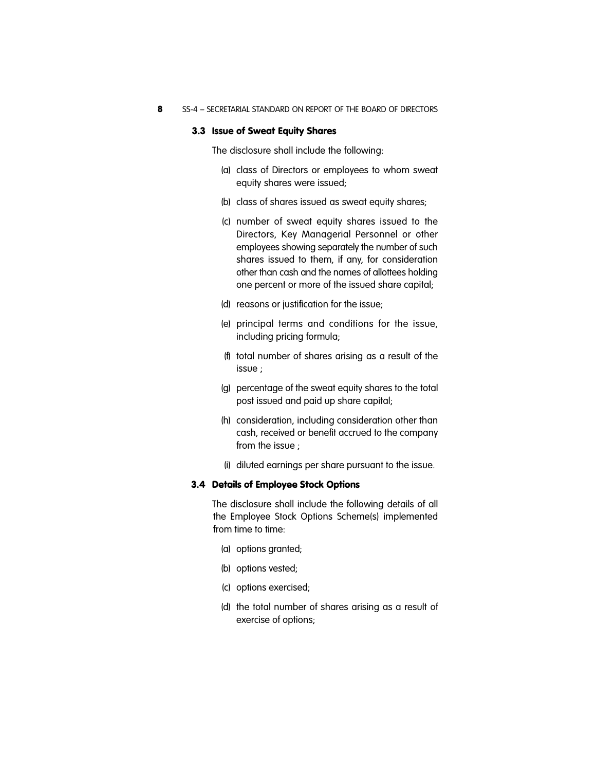### 3.3 Issue of Sweat Equity Shares

The disclosure shall include the following:

(a) class of Directors or employees to whom sweat equity shares were issued;

(b) class of shares issued as sweat equity shares;

(c) number of sweat equity shares issued to the Directors, Key Managerial Personnel or other employees showing separately the number of such shares issued to them, if any, for consideration other than cash and the names of allottees holding one percent or more of the issued share capital;

(d) reasons or justification for the issue;

(e) principal terms and conditions for the issue, including pricing formula;

(f) total number of shares arising as a result of the issue ;

(g) percentage of the sweat equity shares to the total post issued and paid up share capital;

(h) consideration, including consideration other than cash, received or benefit accrued to the company from the issue ;

(i) diluted earnings per share pursuant to the issue.

### 3.4 Details of Employee Stock Options

The disclosure shall include the following details of all the Employee Stock Options Scheme(s) implemented from time to time:

(a) options granted;

(b) options vested;

(c) options exercised;

(d) the total number of shares arising as a result of exercise of options;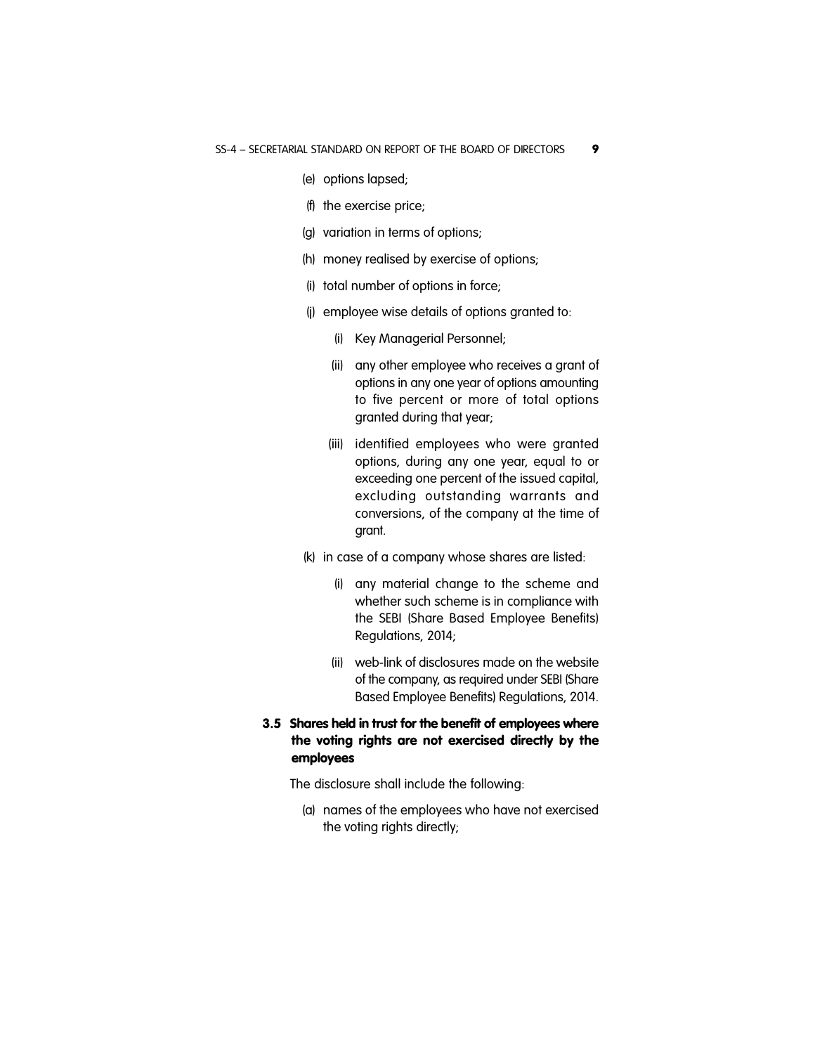(e) options lapsed;

(f) the exercise price;

(g) variation in terms of options;

(h) money realised by exercise of options;

(i) total number of options in force;

(j) employee wise details of options granted to:

   (i) Key Managerial Personnel;

   (ii) any other employee who receives a grant of options in any one year of options amounting to five percent or more of total options granted during that year;

   (iii) identified employees who were granted options, during any one year, equal to or exceeding one percent of the issued capital, excluding outstanding warrants and conversions, of the company at the time of grant.

(k) in case of a company whose shares are listed:

   (i) any material change to the scheme and whether such scheme is in compliance with the SEBI (Share Based Employee Benefits) Regulations, 2014;

   (ii) web-link of disclosures made on the website of the company, as required under SEBI (Share Based Employee Benefits) Regulations, 2014.

### 3.5 Shares held in trust for the benefit of employees where the voting rights are not exercised directly by the employees

The disclosure shall include the following:

(a) names of the employees who have not exercised the voting rights directly;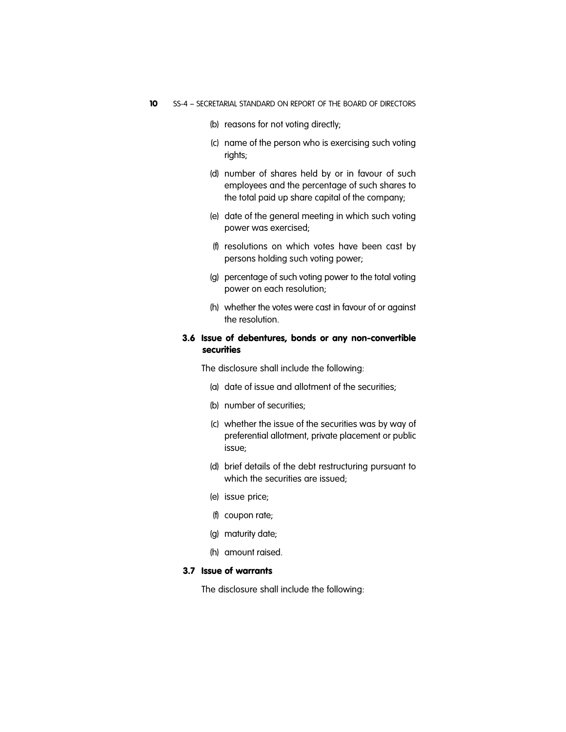(b) reasons for not voting directly;

(c) name of the person who is exercising such voting rights;

(d) number of shares held by or in favour of such employees and the percentage of such shares to the total paid up share capital of the company;

(e) date of the general meeting in which such voting power was exercised;

(f) resolutions on which votes have been cast by persons holding such voting power;

(g) percentage of such voting power to the total voting power on each resolution;

(h) whether the votes were cast in favour of or against the resolution.

### 3.6 Issue of debentures, bonds or any non-convertible securities

The disclosure shall include the following:

(a) date of issue and allotment of the securities;

(b) number of securities;

(c) whether the issue of the securities was by way of preferential allotment, private placement or public issue;

(d) brief details of the debt restructuring pursuant to which the securities are issued;

(e) issue price;

(f) coupon rate;

(g) maturity date;

(h) amount raised.

### 3.7 Issue of warrants

The disclosure shall include the following: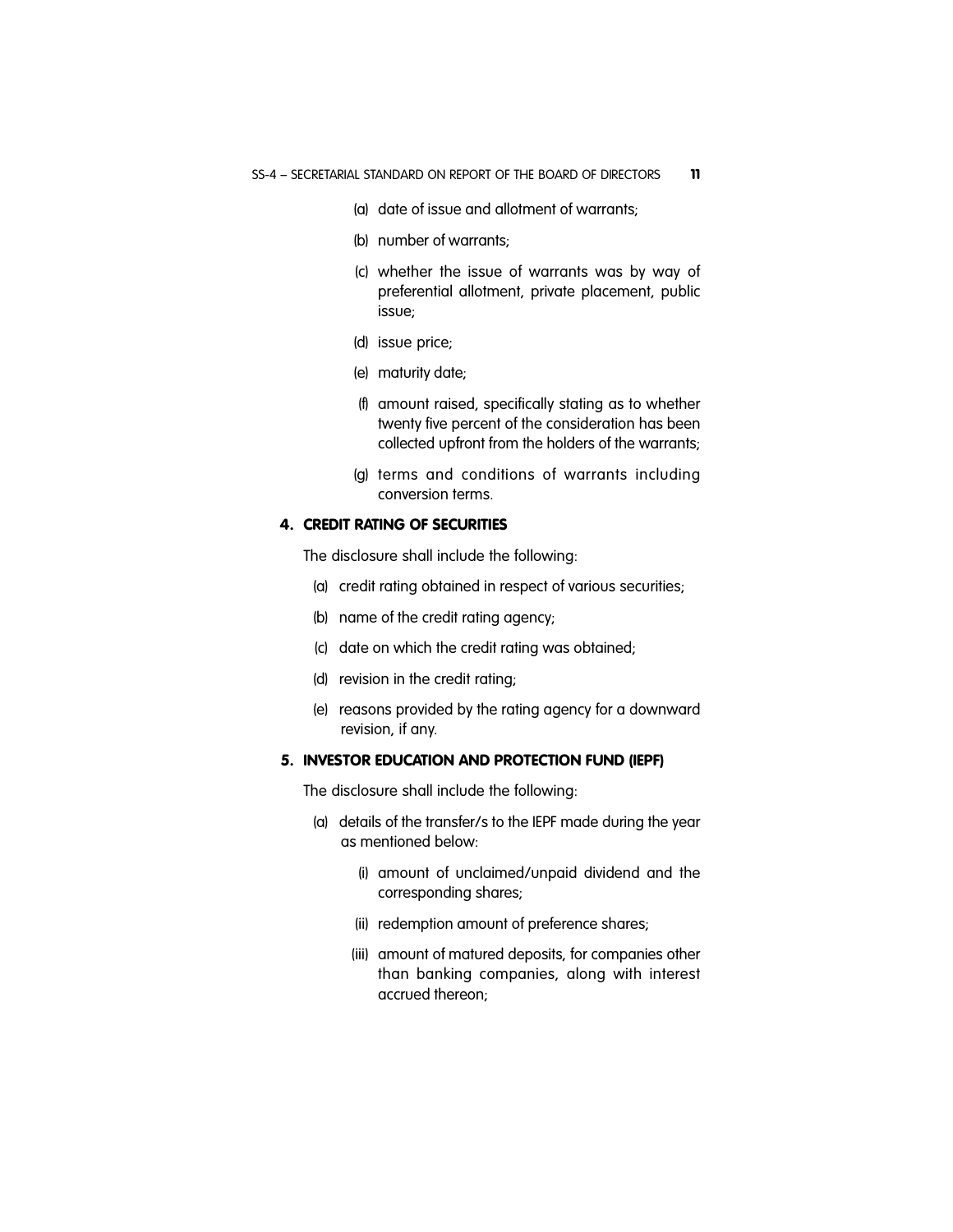(a) date of issue and allotment of warrants;

(b) number of warrants;

(c) whether the issue of warrants was by way of preferential allotment, private placement, public issue;

(d) issue price;

(e) maturity date;

(f) amount raised, specifically stating as to whether twenty five percent of the consideration has been collected upfront from the holders of the warrants;

(g) terms and conditions of warrants including conversion terms.

**4. CREDIT RATING OF SECURITIES**

The disclosure shall include the following:

(a) credit rating obtained in respect of various securities;

(b) name of the credit rating agency;

(c) date on which the credit rating was obtained;

(d) revision in the credit rating;

(e) reasons provided by the rating agency for a downward revision, if any.

**5. INVESTOR EDUCATION AND PROTECTION FUND (IEPF)**

The disclosure shall include the following:

(a) details of the transfer/s to the IEPF made during the year as mentioned below:

(i) amount of unclaimed/unpaid dividend and the corresponding shares;

(ii) redemption amount of preference shares;

(iii) amount of matured deposits, for companies other than banking companies, along with interest accrued thereon;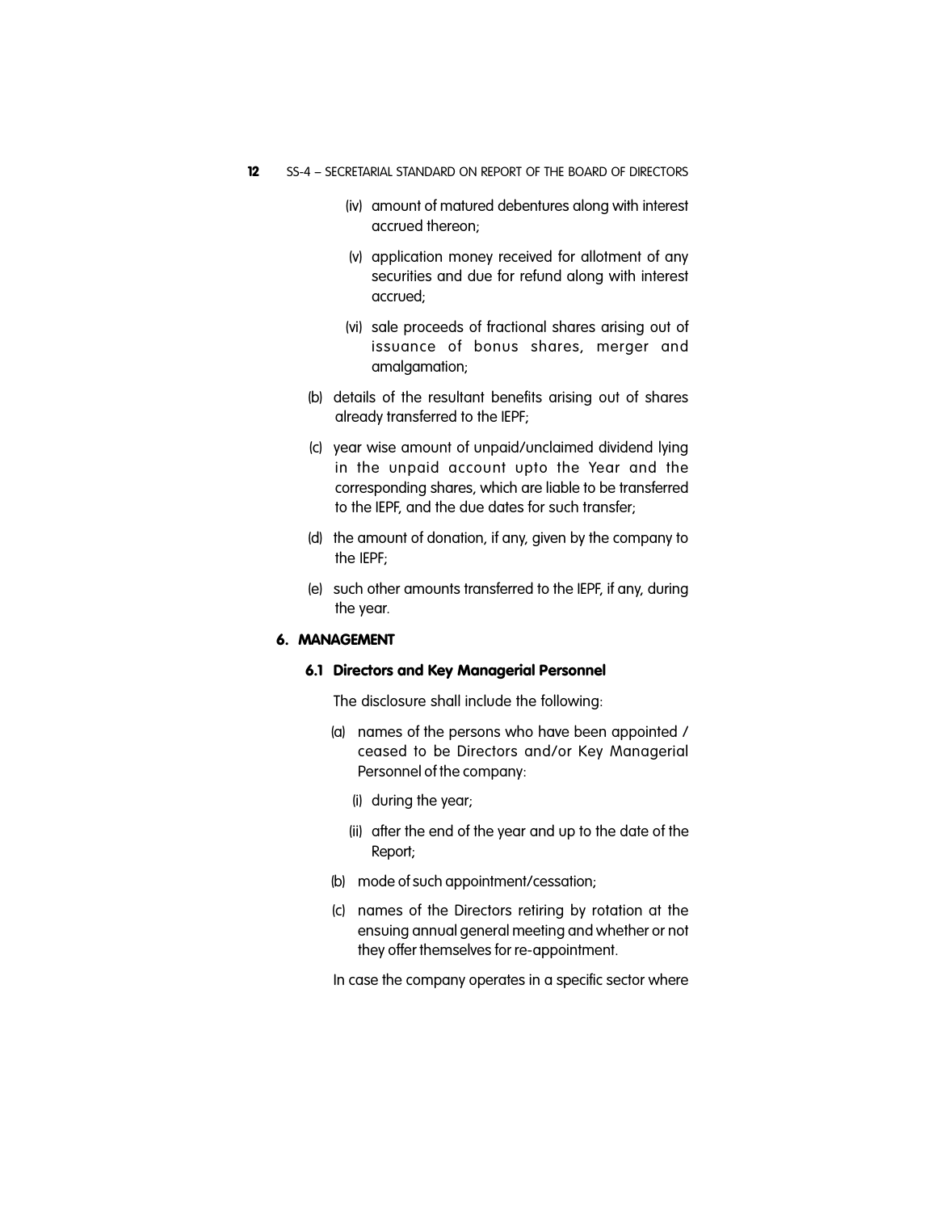(iv) amount of matured debentures along with interest accrued thereon;

(v) application money received for allotment of any securities and due for refund along with interest accrued;

(vi) sale proceeds of fractional shares arising out of issuance of bonus shares, merger and amalgamation;

(b) details of the resultant benefits arising out of shares already transferred to the IEPF;

(c) year wise amount of unpaid/unclaimed dividend lying in the unpaid account upto the Year and the corresponding shares, which are liable to be transferred to the IEPF, and the due dates for such transfer;

(d) the amount of donation, if any, given by the company to the IEPF;

(e) such other amounts transferred to the IEPF, if any, during the year.

## 6. MANAGEMENT

### 6.1 Directors and Key Managerial Personnel

The disclosure shall include the following:

(a) names of the persons who have been appointed / ceased to be Directors and/or Key Managerial Personnel of the company:

(i) during the year;

(ii) after the end of the year and up to the date of the Report;

(b) mode of such appointment/cessation;

(c) names of the Directors retiring by rotation at the ensuing annual general meeting and whether or not they offer themselves for re-appointment.

In case the company operates in a specific sector where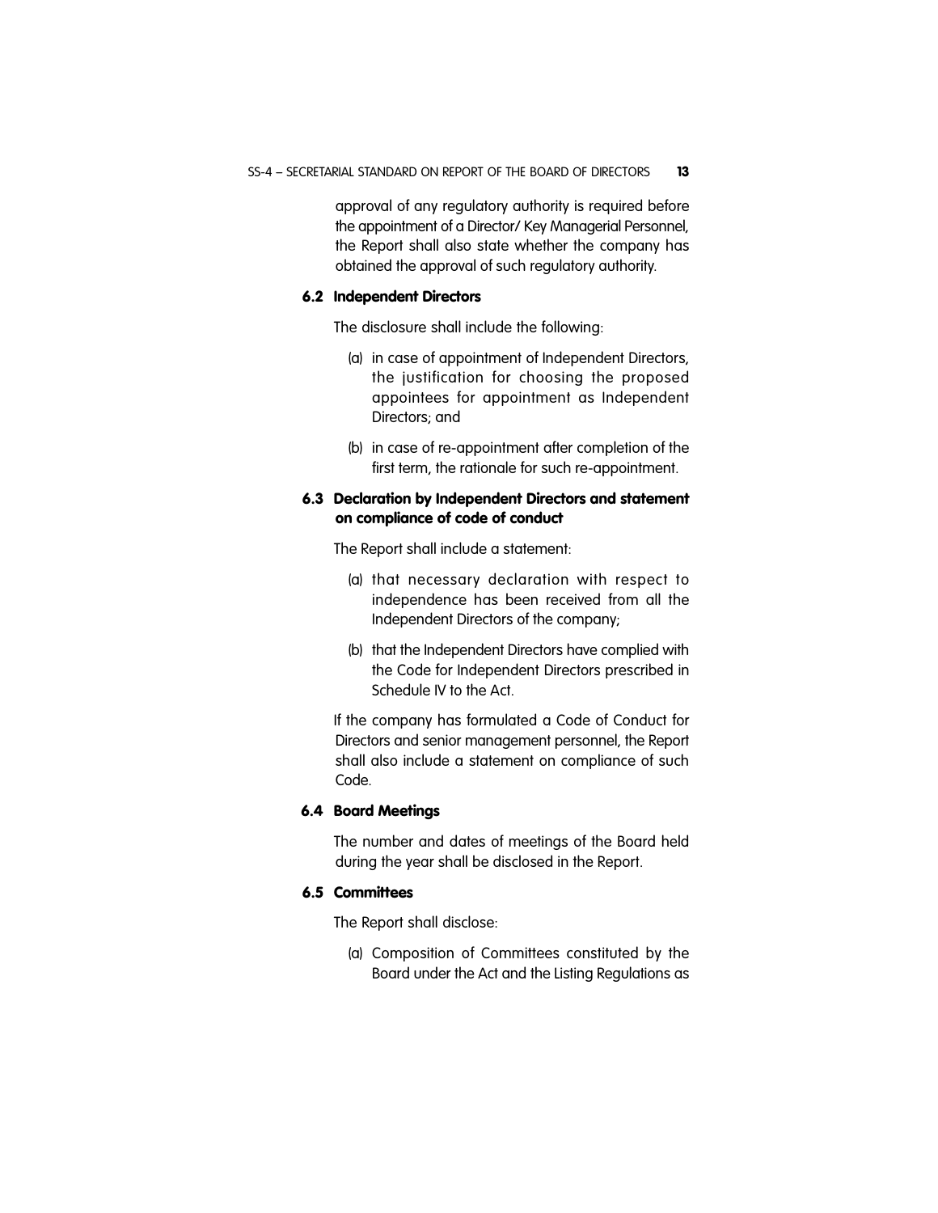approval of any regulatory authority is required before the appointment of a Director/ Key Managerial Personnel, the Report shall also state whether the company has obtained the approval of such regulatory authority.

### 6.2 Independent Directors

The disclosure shall include the following:

(a) in case of appointment of Independent Directors, the justification for choosing the proposed appointees for appointment as Independent Directors; and

(b) in case of re-appointment after completion of the first term, the rationale for such re-appointment.

### 6.3 Declaration by Independent Directors and statement on compliance of code of conduct

The Report shall include a statement:

(a) that necessary declaration with respect to independence has been received from all the Independent Directors of the company;

(b) that the Independent Directors have complied with the Code for Independent Directors prescribed in Schedule IV to the Act.

If the company has formulated a Code of Conduct for Directors and senior management personnel, the Report shall also include a statement on compliance of such Code.

### 6.4 Board Meetings

The number and dates of meetings of the Board held during the year shall be disclosed in the Report.

### 6.5 Committees

The Report shall disclose:

(a) Composition of Committees constituted by the Board under the Act and the Listing Regulations as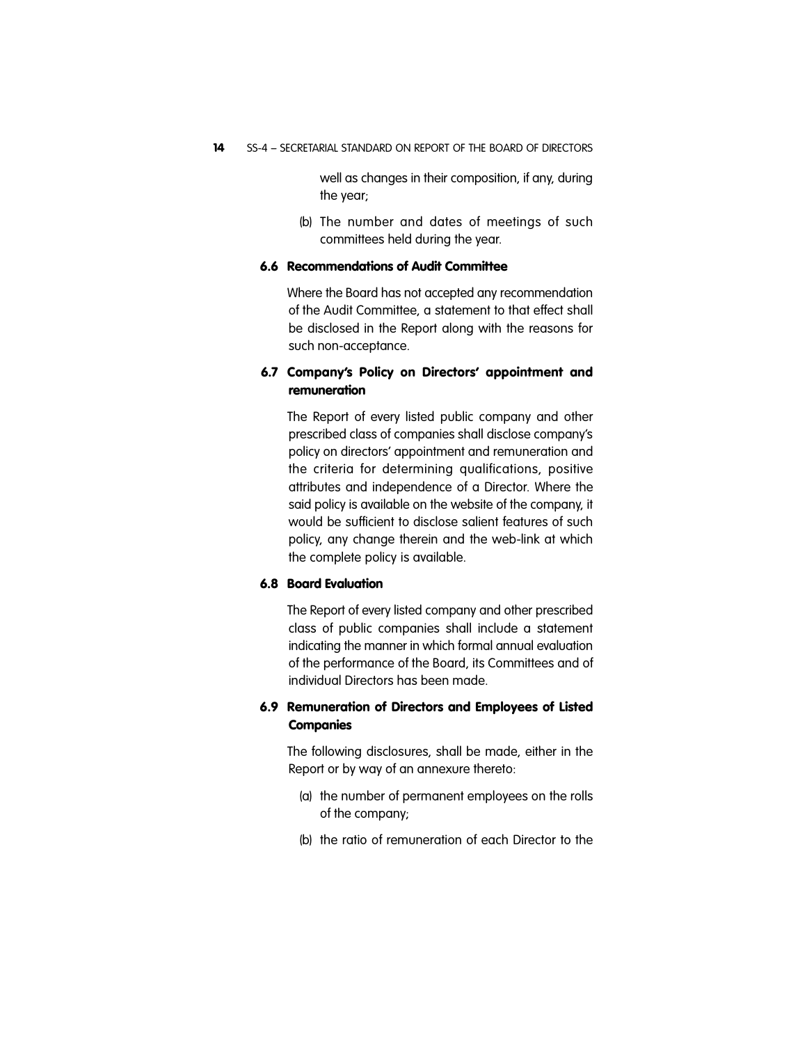well as changes in their composition, if any, during the year;

(b) The number and dates of meetings of such committees held during the year.

### 6.6 Recommendations of Audit Committee

Where the Board has not accepted any recommendation of the Audit Committee, a statement to that effect shall be disclosed in the Report along with the reasons for such non-acceptance.

### 6.7 Company's Policy on Directors' appointment and remuneration

The Report of every listed public company and other prescribed class of companies shall disclose company's policy on directors' appointment and remuneration and the criteria for determining qualifications, positive attributes and independence of a Director. Where the said policy is available on the website of the company, it would be sufficient to disclose salient features of such policy, any change therein and the web-link at which the complete policy is available.

### 6.8 Board Evaluation

The Report of every listed company and other prescribed class of public companies shall include a statement indicating the manner in which formal annual evaluation of the performance of the Board, its Committees and of individual Directors has been made.

### 6.9 Remuneration of Directors and Employees of Listed Companies

The following disclosures, shall be made, either in the Report or by way of an annexure thereto:

(a) the number of permanent employees on the rolls of the company;

(b) the ratio of remuneration of each Director to the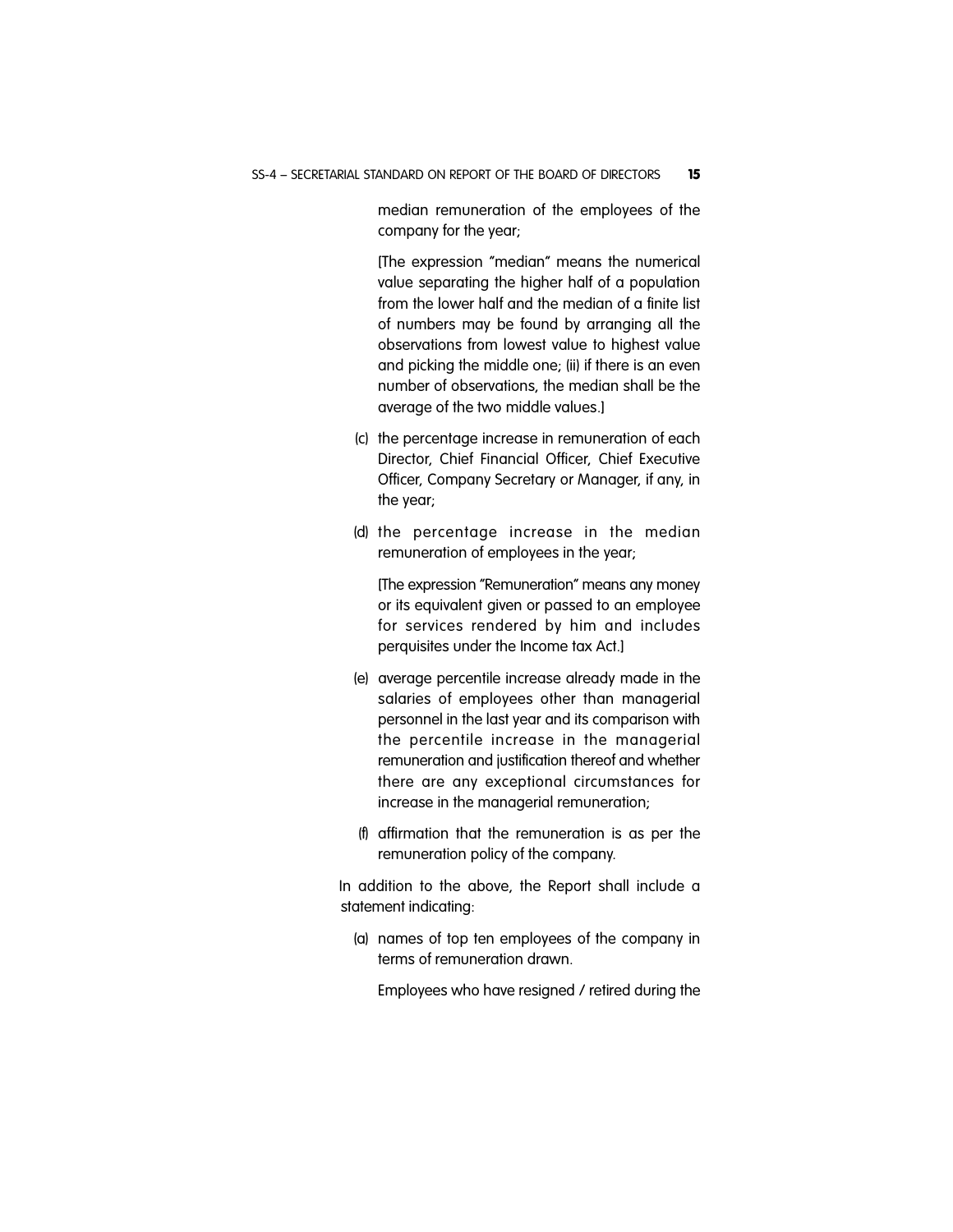median remuneration of the employees of the company for the year;

[The expression "median" means the numerical value separating the higher half of a population from the lower half and the median of a finite list of numbers may be found by arranging all the observations from lowest value to highest value and picking the middle one; (ii) if there is an even number of observations, the median shall be the average of the two middle values.]

(c) the percentage increase in remuneration of each Director, Chief Financial Officer, Chief Executive Officer, Company Secretary or Manager, if any, in the year;

(d) the percentage increase in the median remuneration of employees in the year;

[The expression "Remuneration" means any money or its equivalent given or passed to an employee for services rendered by him and includes perquisites under the Income tax Act.]

(e) average percentile increase already made in the salaries of employees other than managerial personnel in the last year and its comparison with the percentile increase in the managerial remuneration and justification thereof and whether there are any exceptional circumstances for increase in the managerial remuneration;

(f) affirmation that the remuneration is as per the remuneration policy of the company.

In addition to the above, the Report shall include a statement indicating:

(a) names of top ten employees of the company in terms of remuneration drawn.

Employees who have resigned / retired during the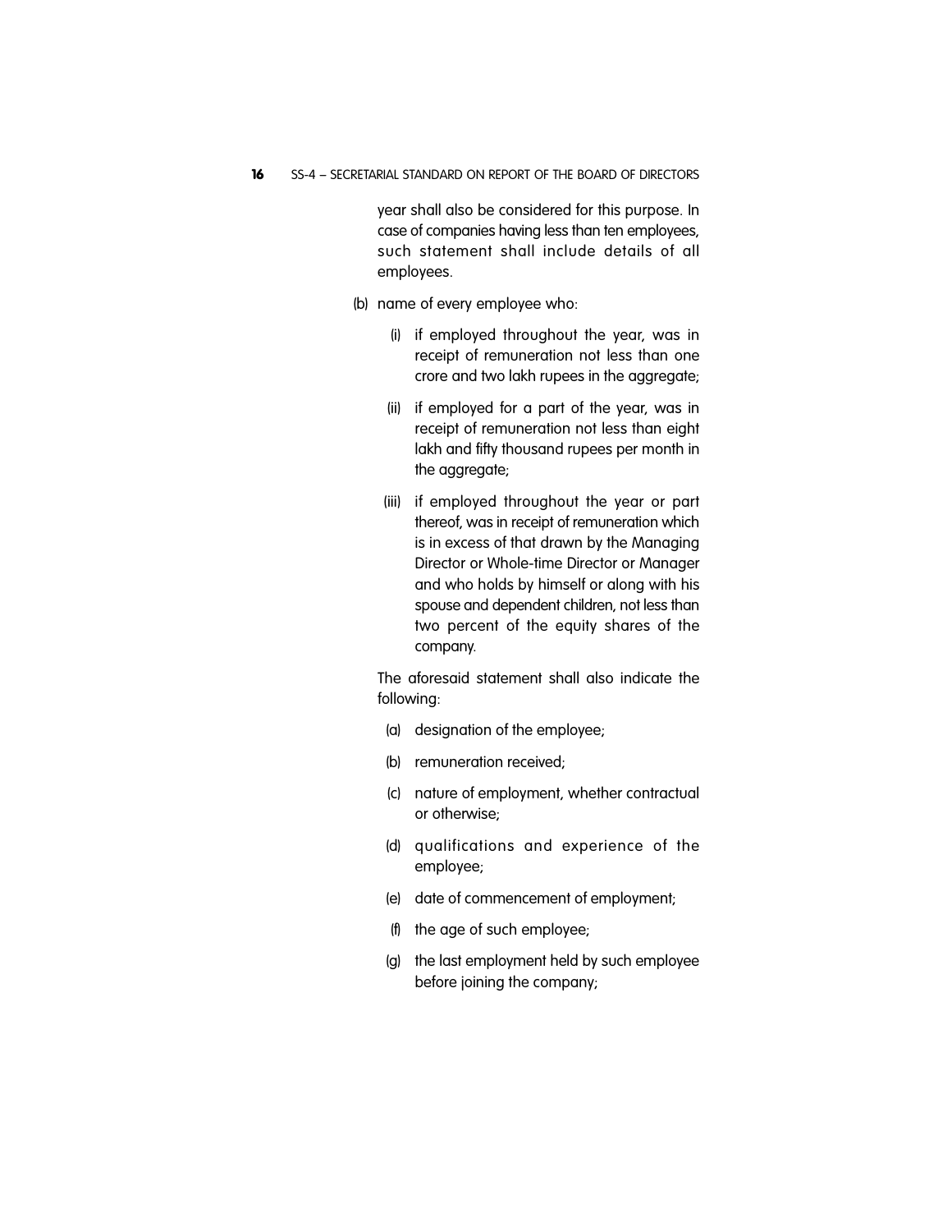year shall also be considered for this purpose. In case of companies having less than ten employees, such statement shall include details of all employees.

(b) name of every employee who:

  (i) if employed throughout the year, was in receipt of remuneration not less than one crore and two lakh rupees in the aggregate;

  (ii) if employed for a part of the year, was in receipt of remuneration not less than eight lakh and fifty thousand rupees per month in the aggregate;

  (iii) if employed throughout the year or part thereof, was in receipt of remuneration which is in excess of that drawn by the Managing Director or Whole-time Director or Manager and who holds by himself or along with his spouse and dependent children, not less than two percent of the equity shares of the company.

The aforesaid statement shall also indicate the following:

  (a) designation of the employee;

  (b) remuneration received;

  (c) nature of employment, whether contractual or otherwise;

  (d) qualifications and experience of the employee;

  (e) date of commencement of employment;

  (f) the age of such employee;

  (g) the last employment held by such employee before joining the company;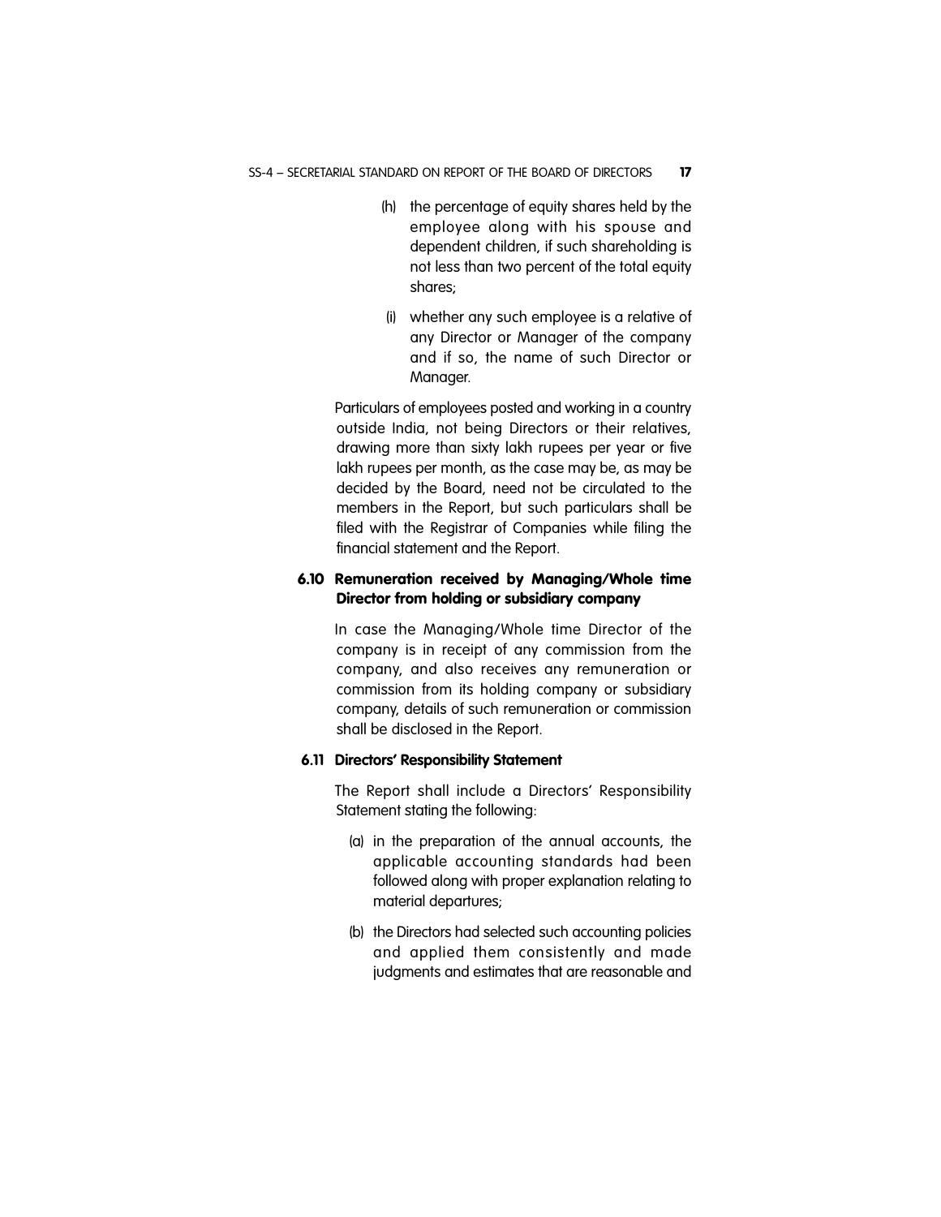(h) the percentage of equity shares held by the employee along with his spouse and dependent children, if such shareholding is not less than two percent of the total equity shares;

(i) whether any such employee is a relative of any Director or Manager of the company and if so, the name of such Director or Manager.

Particulars of employees posted and working in a country outside India, not being Directors or their relatives, drawing more than sixty lakh rupees per year or five lakh rupees per month, as the case may be, as may be decided by the Board, need not be circulated to the members in the Report, but such particulars shall be filed with the Registrar of Companies while filing the financial statement and the Report.

### 6.10 Remuneration received by Managing/Whole time Director from holding or subsidiary company

In case the Managing/Whole time Director of the company is in receipt of any commission from the company, and also receives any remuneration or commission from its holding company or subsidiary company, details of such remuneration or commission shall be disclosed in the Report.

### 6.11 Directors' Responsibility Statement

The Report shall include a Directors' Responsibility Statement stating the following:

(a) in the preparation of the annual accounts, the applicable accounting standards had been followed along with proper explanation relating to material departures;

(b) the Directors had selected such accounting policies and applied them consistently and made judgments and estimates that are reasonable and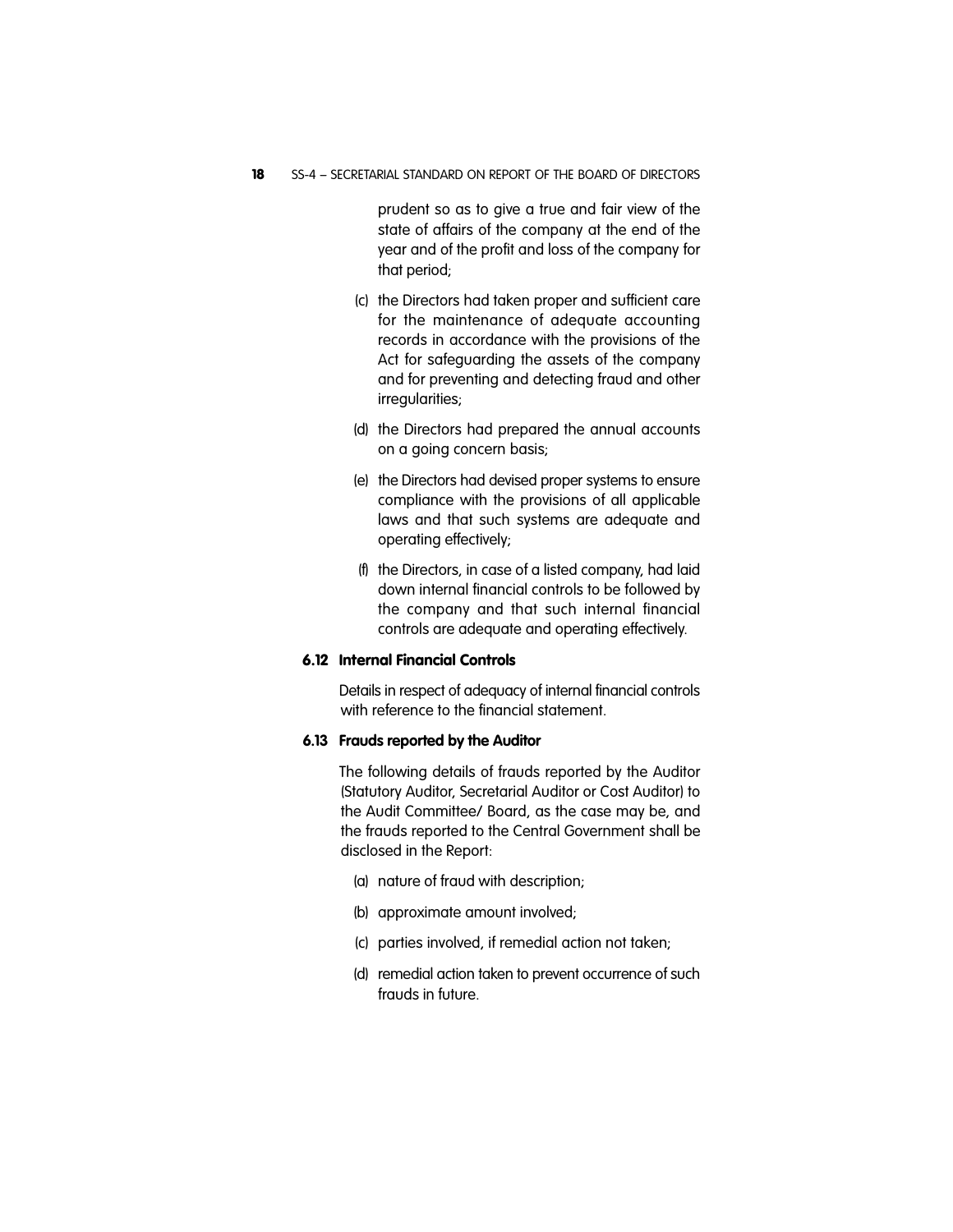prudent so as to give a true and fair view of the state of affairs of the company at the end of the year and of the profit and loss of the company for that period;

(c) the Directors had taken proper and sufficient care for the maintenance of adequate accounting records in accordance with the provisions of the Act for safeguarding the assets of the company and for preventing and detecting fraud and other irregularities;

(d) the Directors had prepared the annual accounts on a going concern basis;

(e) the Directors had devised proper systems to ensure compliance with the provisions of all applicable laws and that such systems are adequate and operating effectively;

(f) the Directors, in case of a listed company, had laid down internal financial controls to be followed by the company and that such internal financial controls are adequate and operating effectively.

**6.12 Internal Financial Controls**

Details in respect of adequacy of internal financial controls with reference to the financial statement.

**6.13 Frauds reported by the Auditor**

The following details of frauds reported by the Auditor (Statutory Auditor, Secretarial Auditor or Cost Auditor) to the Audit Committee/ Board, as the case may be, and the frauds reported to the Central Government shall be disclosed in the Report:

(a) nature of fraud with description;

(b) approximate amount involved;

(c) parties involved, if remedial action not taken;

(d) remedial action taken to prevent occurrence of such frauds in future.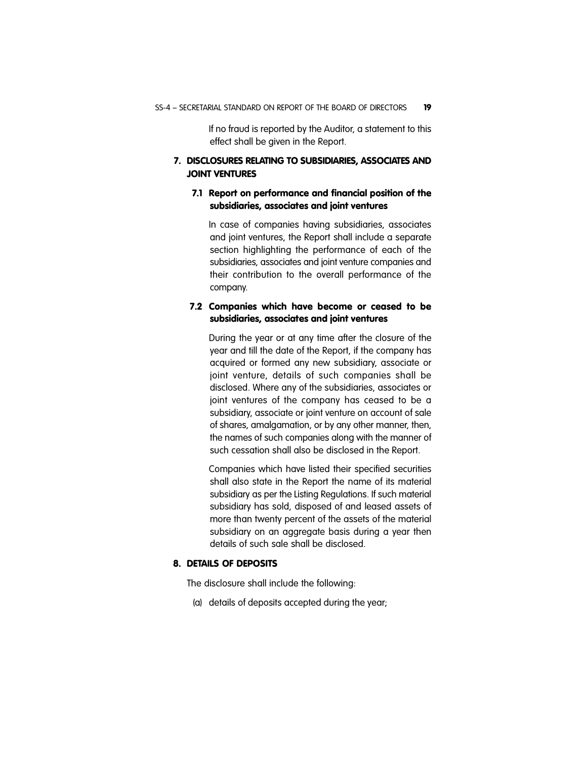If no fraud is reported by the Auditor, a statement to this effect shall be given in the Report.

## 7. DISCLOSURES RELATING TO SUBSIDIARIES, ASSOCIATES AND JOINT VENTURES

### 7.1 Report on performance and financial position of the subsidiaries, associates and joint ventures

In case of companies having subsidiaries, associates and joint ventures, the Report shall include a separate section highlighting the performance of each of the subsidiaries, associates and joint venture companies and their contribution to the overall performance of the company.

### 7.2 Companies which have become or ceased to be subsidiaries, associates and joint ventures

During the year or at any time after the closure of the year and till the date of the Report, if the company has acquired or formed any new subsidiary, associate or joint venture, details of such companies shall be disclosed. Where any of the subsidiaries, associates or joint ventures of the company has ceased to be a subsidiary, associate or joint venture on account of sale of shares, amalgamation, or by any other manner, then, the names of such companies along with the manner of such cessation shall also be disclosed in the Report.

Companies which have listed their specified securities shall also state in the Report the name of its material subsidiary as per the Listing Regulations. If such material subsidiary has sold, disposed of and leased assets of more than twenty percent of the assets of the material subsidiary on an aggregate basis during a year then details of such sale shall be disclosed.

## 8. DETAILS OF DEPOSITS

The disclosure shall include the following:

(a) details of deposits accepted during the year;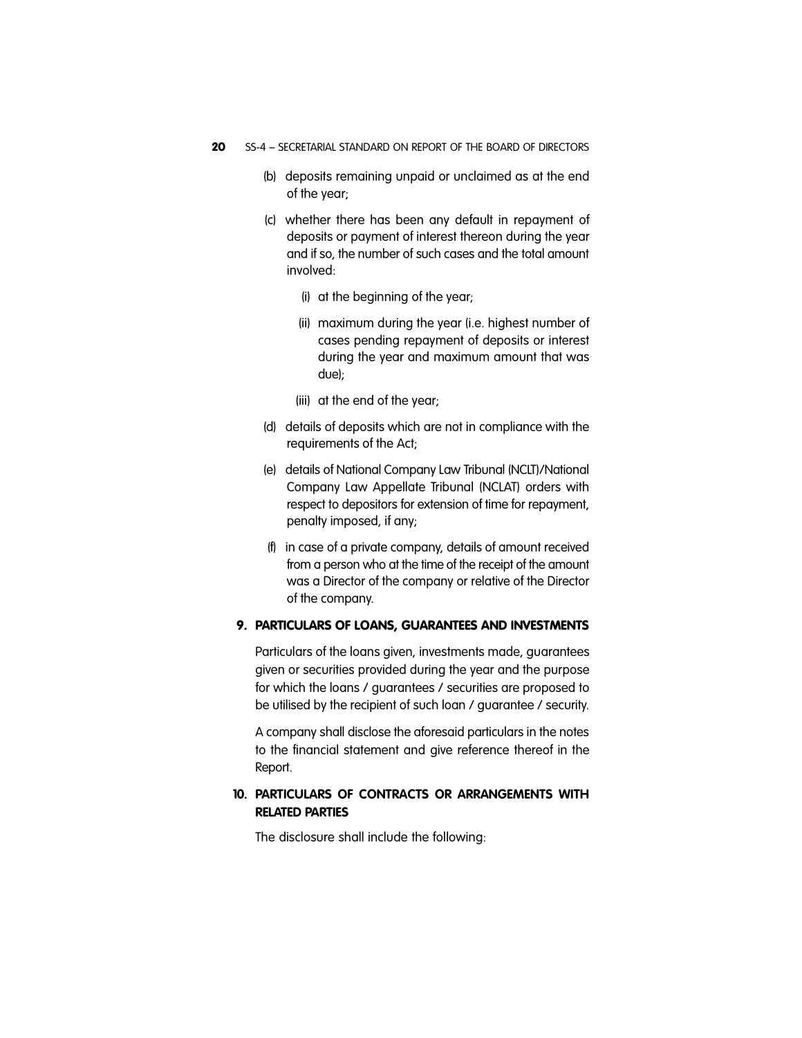(b) deposits remaining unpaid or unclaimed as at the end of the year;

(c) whether there has been any default in repayment of deposits or payment of interest thereon during the year and if so, the number of such cases and the total amount involved:

  (i) at the beginning of the year;

  (ii) maximum during the year (i.e. highest number of cases pending repayment of deposits or interest during the year and maximum amount that was due);

  (iii) at the end of the year;

(d) details of deposits which are not in compliance with the requirements of the Act;

(e) details of National Company Law Tribunal (NCLT)/National Company Law Appellate Tribunal (NCLAT) orders with respect to depositors for extension of time for repayment, penalty imposed, if any;

(f) in case of a private company, details of amount received from a person who at the time of the receipt of the amount was a Director of the company or relative of the Director of the company.

## 9. PARTICULARS OF LOANS, GUARANTEES AND INVESTMENTS

Particulars of the loans given, investments made, guarantees given or securities provided during the year and the purpose for which the loans / guarantees / securities are proposed to be utilised by the recipient of such loan / guarantee / security.

A company shall disclose the aforesaid particulars in the notes to the financial statement and give reference thereof in the Report.

## 10. PARTICULARS OF CONTRACTS OR ARRANGEMENTS WITH RELATED PARTIES

The disclosure shall include the following: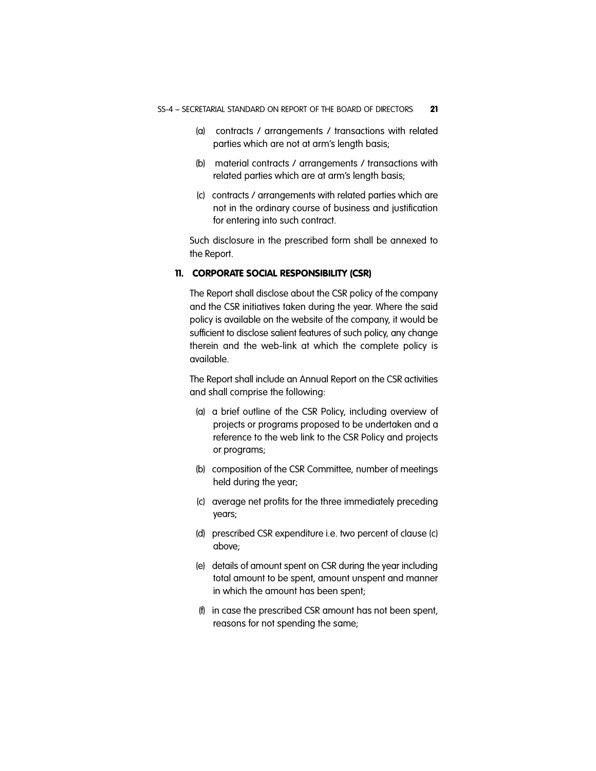(a) contracts / arrangements / transactions with related parties which are not at arm's length basis;

(b) material contracts / arrangements / transactions with related parties which are at arm's length basis;

(c) contracts / arrangements with related parties which are not in the ordinary course of business and justification for entering into such contract.

Such disclosure in the prescribed form shall be annexed to the Report.

## 11. CORPORATE SOCIAL RESPONSIBILITY (CSR)

The Report shall disclose about the CSR policy of the company and the CSR initiatives taken during the year. Where the said policy is available on the website of the company, it would be sufficient to disclose salient features of such policy, any change therein and the web-link at which the complete policy is available.

The Report shall include an Annual Report on the CSR activities and shall comprise the following:

(a) a brief outline of the CSR Policy, including overview of projects or programs proposed to be undertaken and a reference to the web link to the CSR Policy and projects or programs;

(b) composition of the CSR Committee, number of meetings held during the year;

(c) average net profits for the three immediately preceding years;

(d) prescribed CSR expenditure i.e. two percent of clause (c) above;

(e) details of amount spent on CSR during the year including total amount to be spent, amount unspent and manner in which the amount has been spent;

(f) in case the prescribed CSR amount has not been spent, reasons for not spending the same;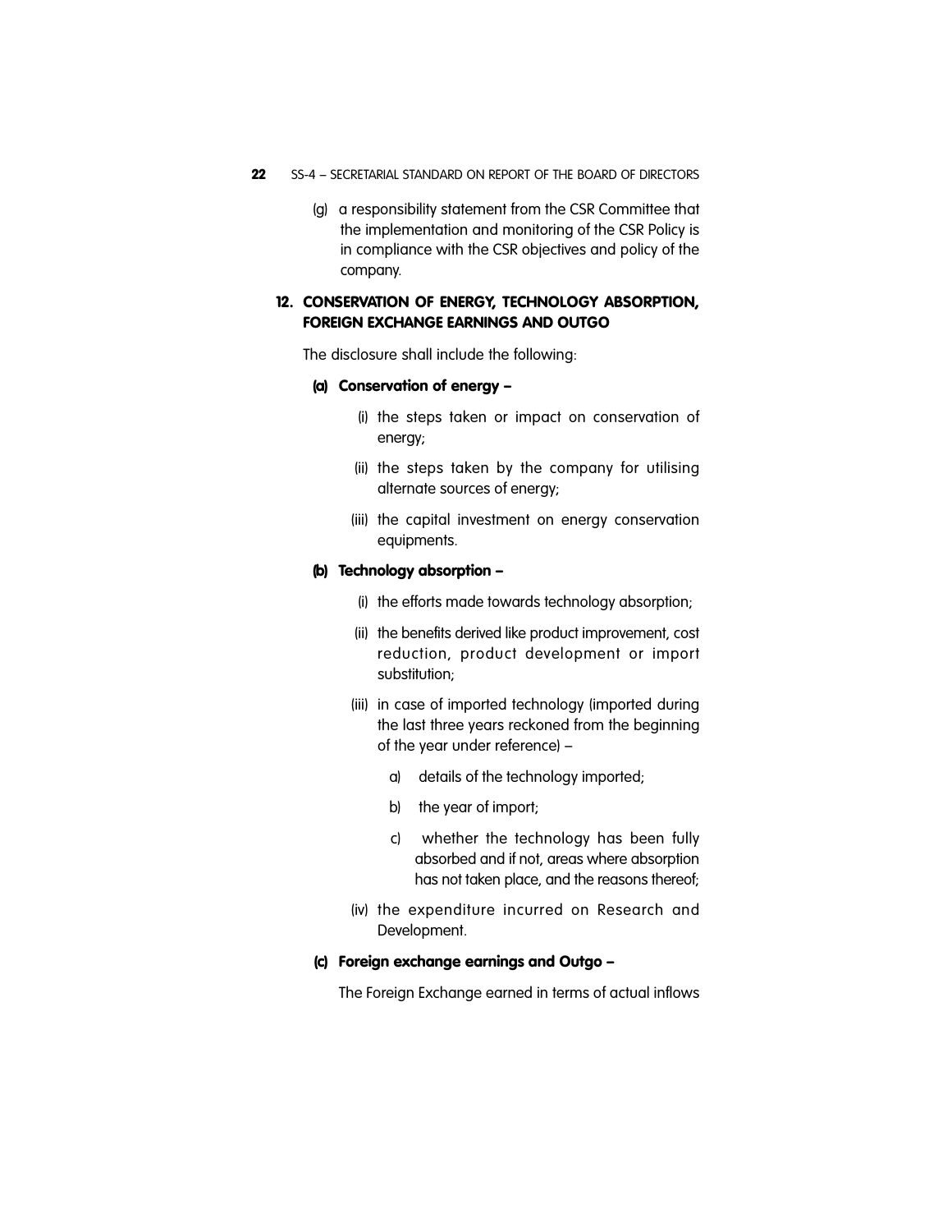(g) a responsibility statement from the CSR Committee that the implementation and monitoring of the CSR Policy is in compliance with the CSR objectives and policy of the company.

## 12. CONSERVATION OF ENERGY, TECHNOLOGY ABSORPTION, FOREIGN EXCHANGE EARNINGS AND OUTGO

The disclosure shall include the following:

**(a) Conservation of energy –**

(i) the steps taken or impact on conservation of energy;

(ii) the steps taken by the company for utilising alternate sources of energy;

(iii) the capital investment on energy conservation equipments.

**(b) Technology absorption –**

(i) the efforts made towards technology absorption;

(ii) the benefits derived like product improvement, cost reduction, product development or import substitution;

(iii) in case of imported technology (imported during the last three years reckoned from the beginning of the year under reference) –

a) details of the technology imported;

b) the year of import;

c) whether the technology has been fully absorbed and if not, areas where absorption has not taken place, and the reasons thereof;

(iv) the expenditure incurred on Research and Development.

**(c) Foreign exchange earnings and Outgo –**

The Foreign Exchange earned in terms of actual inflows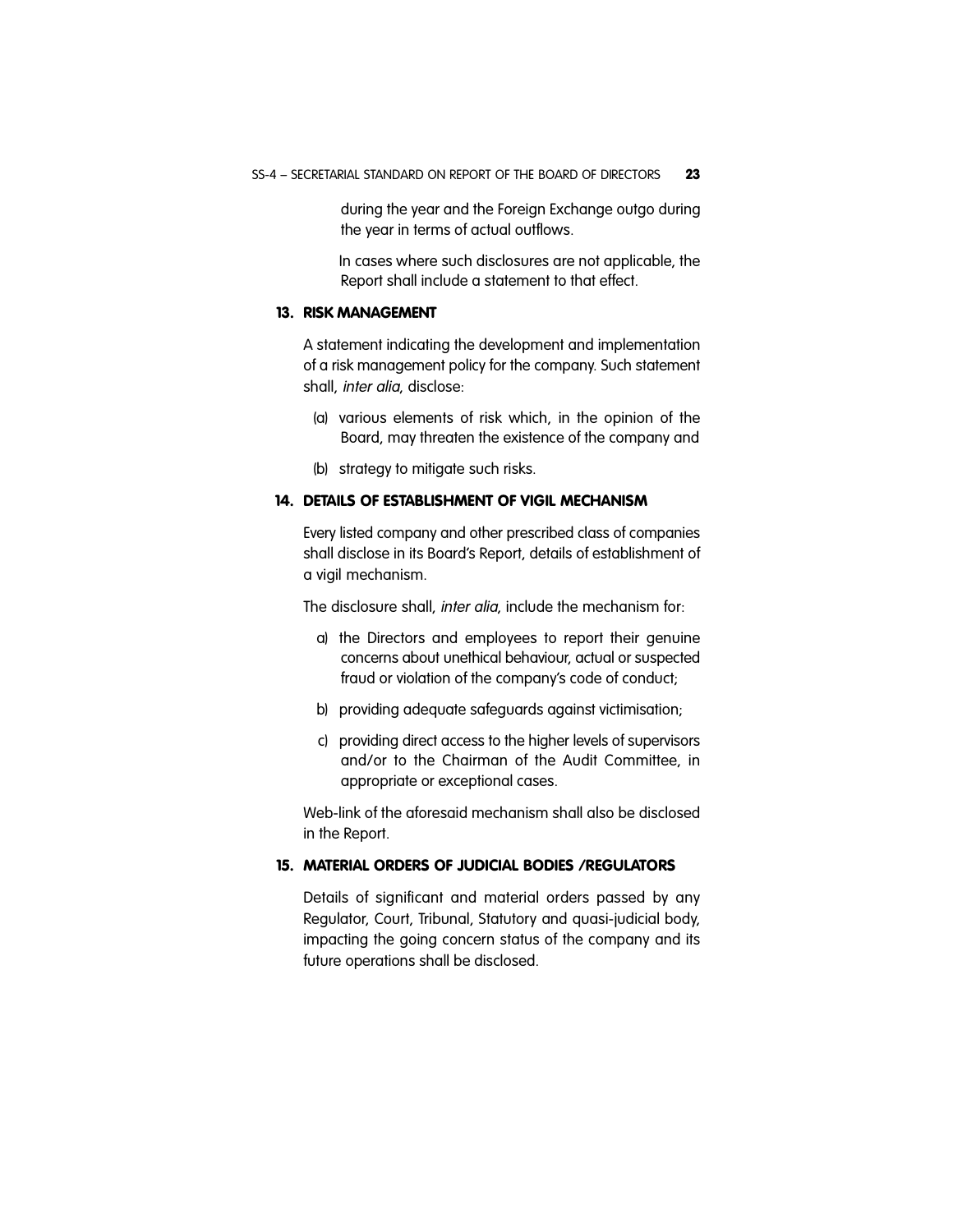during the year and the Foreign Exchange outgo during the year in terms of actual outflows.

In cases where such disclosures are not applicable, the Report shall include a statement to that effect.

## 13. RISK MANAGEMENT

A statement indicating the development and implementation of a risk management policy for the company. Such statement shall, *inter alia*, disclose:

(a) various elements of risk which, in the opinion of the Board, may threaten the existence of the company and

(b) strategy to mitigate such risks.

## 14. DETAILS OF ESTABLISHMENT OF VIGIL MECHANISM

Every listed company and other prescribed class of companies shall disclose in its Board's Report, details of establishment of a vigil mechanism.

The disclosure shall, *inter alia*, include the mechanism for:

a) the Directors and employees to report their genuine concerns about unethical behaviour, actual or suspected fraud or violation of the company's code of conduct;

b) providing adequate safeguards against victimisation;

c) providing direct access to the higher levels of supervisors and/or to the Chairman of the Audit Committee, in appropriate or exceptional cases.

Web-link of the aforesaid mechanism shall also be disclosed in the Report.

## 15. MATERIAL ORDERS OF JUDICIAL BODIES /REGULATORS

Details of significant and material orders passed by any Regulator, Court, Tribunal, Statutory and quasi-judicial body, impacting the going concern status of the company and its future operations shall be disclosed.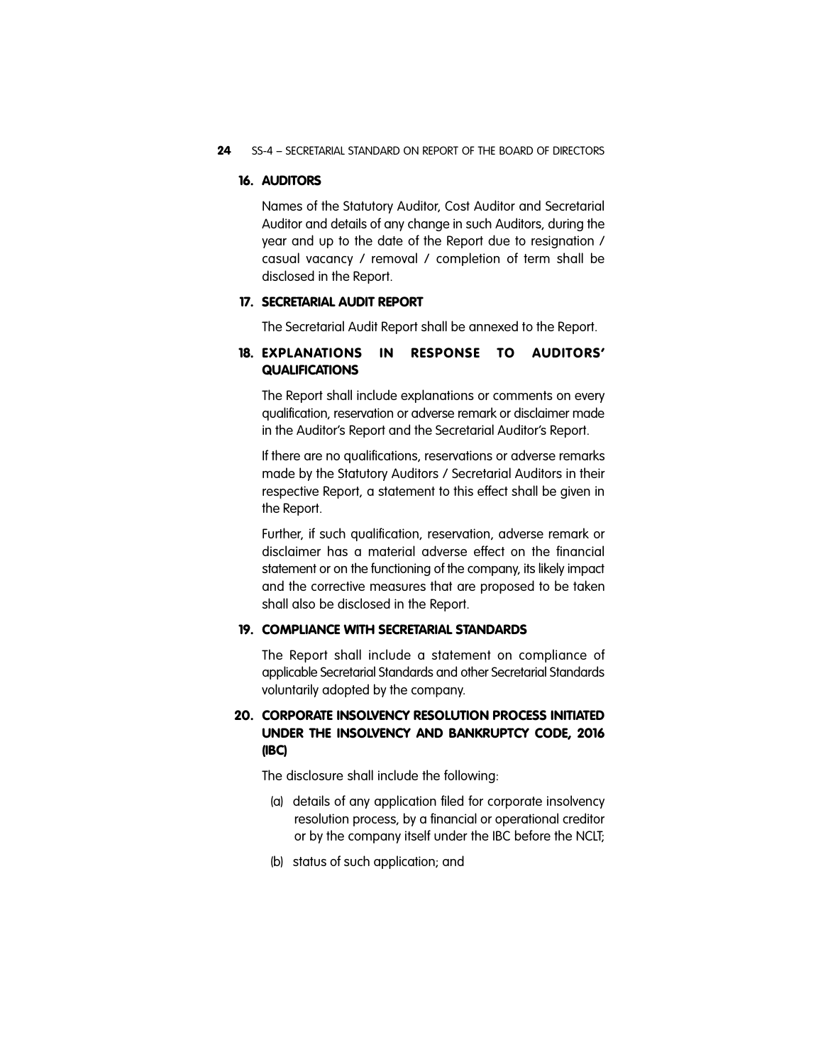## 16. AUDITORS

Names of the Statutory Auditor, Cost Auditor and Secretarial Auditor and details of any change in such Auditors, during the year and up to the date of the Report due to resignation / casual vacancy / removal / completion of term shall be disclosed in the Report.

## 17. SECRETARIAL AUDIT REPORT

The Secretarial Audit Report shall be annexed to the Report.

## 18. EXPLANATIONS IN RESPONSE TO AUDITORS' QUALIFICATIONS

The Report shall include explanations or comments on every qualification, reservation or adverse remark or disclaimer made in the Auditor's Report and the Secretarial Auditor's Report.

If there are no qualifications, reservations or adverse remarks made by the Statutory Auditors / Secretarial Auditors in their respective Report, a statement to this effect shall be given in the Report.

Further, if such qualification, reservation, adverse remark or disclaimer has a material adverse effect on the financial statement or on the functioning of the company, its likely impact and the corrective measures that are proposed to be taken shall also be disclosed in the Report.

## 19. COMPLIANCE WITH SECRETARIAL STANDARDS

The Report shall include a statement on compliance of applicable Secretarial Standards and other Secretarial Standards voluntarily adopted by the company.

## 20. CORPORATE INSOLVENCY RESOLUTION PROCESS INITIATED UNDER THE INSOLVENCY AND BANKRUPTCY CODE, 2016 (IBC)

The disclosure shall include the following:

(a) details of any application filed for corporate insolvency resolution process, by a financial or operational creditor or by the company itself under the IBC before the NCLT;

(b) status of such application; and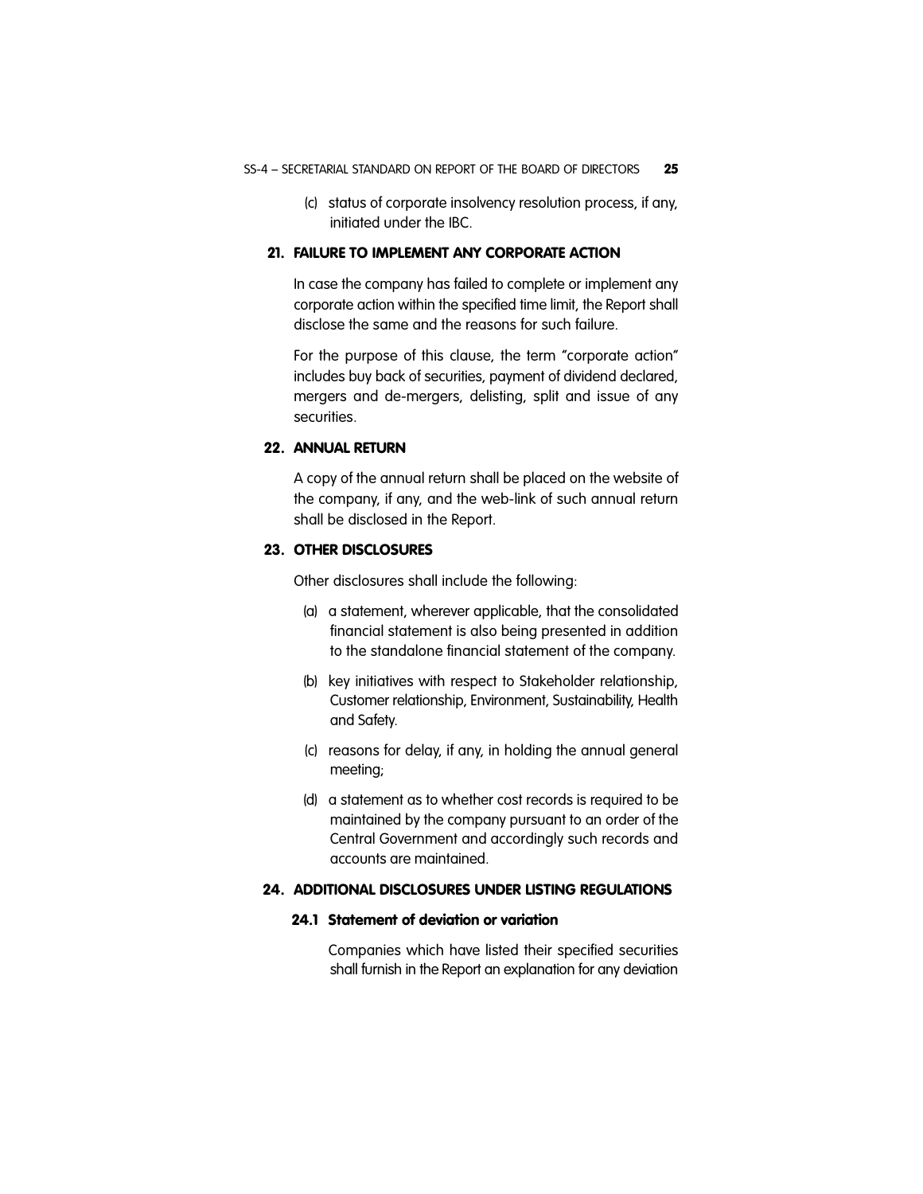(c) status of corporate insolvency resolution process, if any, initiated under the IBC.

## 21. FAILURE TO IMPLEMENT ANY CORPORATE ACTION

In case the company has failed to complete or implement any corporate action within the specified time limit, the Report shall disclose the same and the reasons for such failure.

For the purpose of this clause, the term "corporate action" includes buy back of securities, payment of dividend declared, mergers and de-mergers, delisting, split and issue of any securities.

## 22. ANNUAL RETURN

A copy of the annual return shall be placed on the website of the company, if any, and the web-link of such annual return shall be disclosed in the Report.

## 23. OTHER DISCLOSURES

Other disclosures shall include the following:

(a) a statement, wherever applicable, that the consolidated financial statement is also being presented in addition to the standalone financial statement of the company.

(b) key initiatives with respect to Stakeholder relationship, Customer relationship, Environment, Sustainability, Health and Safety.

(c) reasons for delay, if any, in holding the annual general meeting;

(d) a statement as to whether cost records is required to be maintained by the company pursuant to an order of the Central Government and accordingly such records and accounts are maintained.

## 24. ADDITIONAL DISCLOSURES UNDER LISTING REGULATIONS

### 24.1 Statement of deviation or variation

Companies which have listed their specified securities shall furnish in the Report an explanation for any deviation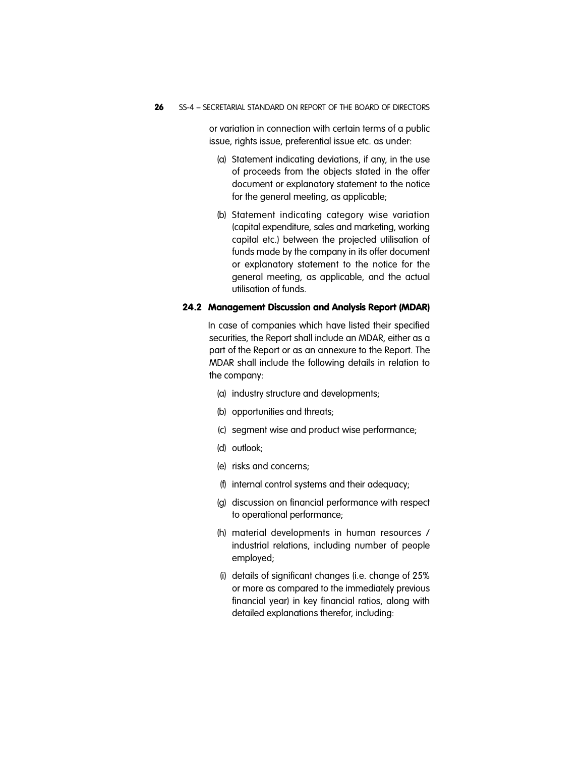or variation in connection with certain terms of a public issue, rights issue, preferential issue etc. as under:

(a) Statement indicating deviations, if any, in the use of proceeds from the objects stated in the offer document or explanatory statement to the notice for the general meeting, as applicable;

(b) Statement indicating category wise variation (capital expenditure, sales and marketing, working capital etc.) between the projected utilisation of funds made by the company in its offer document or explanatory statement to the notice for the general meeting, as applicable, and the actual utilisation of funds.

### 24.2 Management Discussion and Analysis Report (MDAR)

In case of companies which have listed their specified securities, the Report shall include an MDAR, either as a part of the Report or as an annexure to the Report. The MDAR shall include the following details in relation to the company:

(a) industry structure and developments;

(b) opportunities and threats;

(c) segment wise and product wise performance;

(d) outlook;

(e) risks and concerns;

(f) internal control systems and their adequacy;

(g) discussion on financial performance with respect to operational performance;

(h) material developments in human resources / industrial relations, including number of people employed;

(i) details of significant changes (i.e. change of 25% or more as compared to the immediately previous financial year) in key financial ratios, along with detailed explanations therefor, including: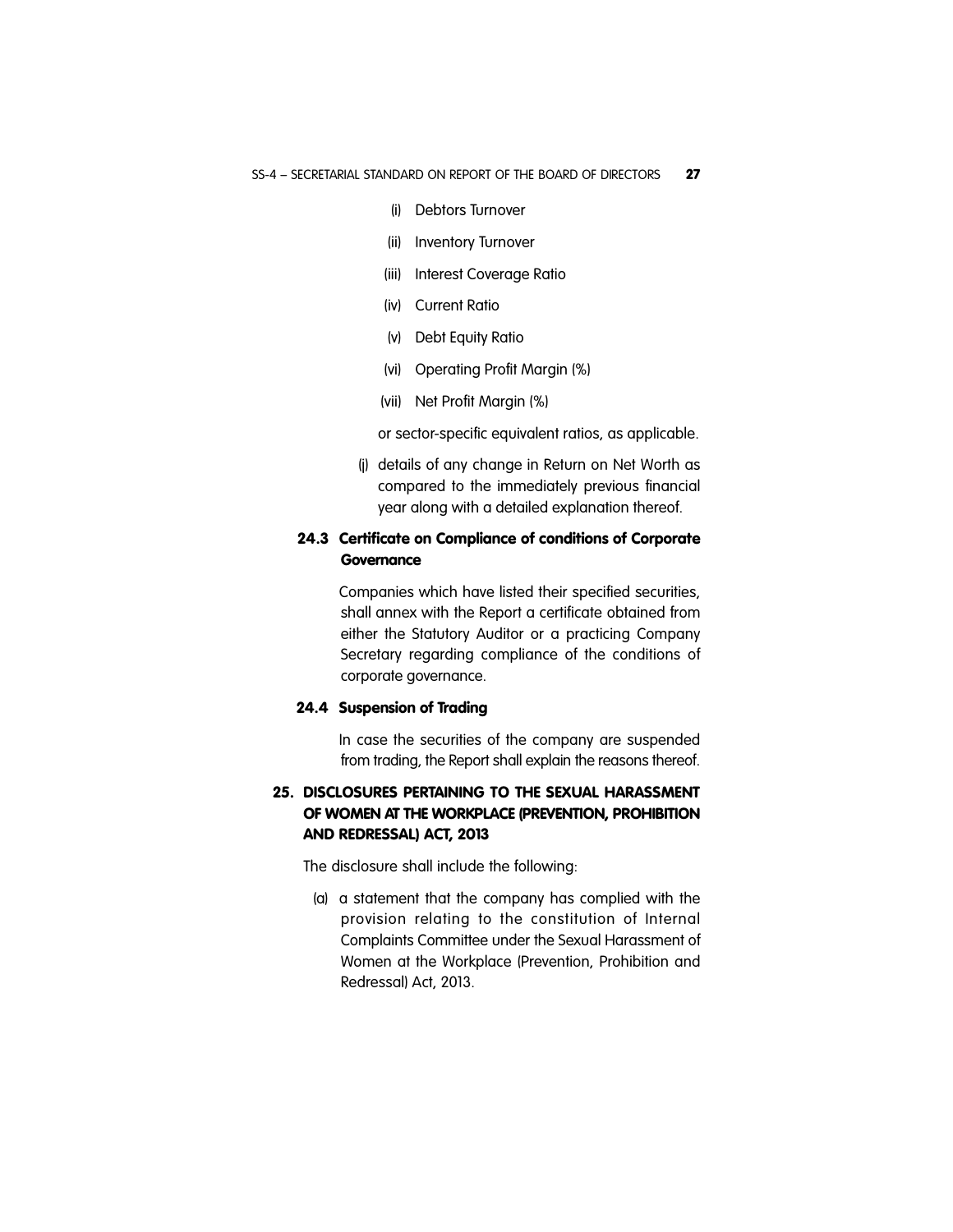(i) Debtors Turnover

(ii) Inventory Turnover

(iii) Interest Coverage Ratio

(iv) Current Ratio

(v) Debt Equity Ratio

(vi) Operating Profit Margin (%)

(vii) Net Profit Margin (%)

or sector-specific equivalent ratios, as applicable.

(j) details of any change in Return on Net Worth as compared to the immediately previous financial year along with a detailed explanation thereof.

### 24.3 Certificate on Compliance of conditions of Corporate Governance

Companies which have listed their specified securities, shall annex with the Report a certificate obtained from either the Statutory Auditor or a practicing Company Secretary regarding compliance of the conditions of corporate governance.

### 24.4 Suspension of Trading

In case the securities of the company are suspended from trading, the Report shall explain the reasons thereof.

## 25. DISCLOSURES PERTAINING TO THE SEXUAL HARASSMENT OF WOMEN AT THE WORKPLACE (PREVENTION, PROHIBITION AND REDRESSAL) ACT, 2013

The disclosure shall include the following:

(a) a statement that the company has complied with the provision relating to the constitution of Internal Complaints Committee under the Sexual Harassment of Women at the Workplace (Prevention, Prohibition and Redressal) Act, 2013.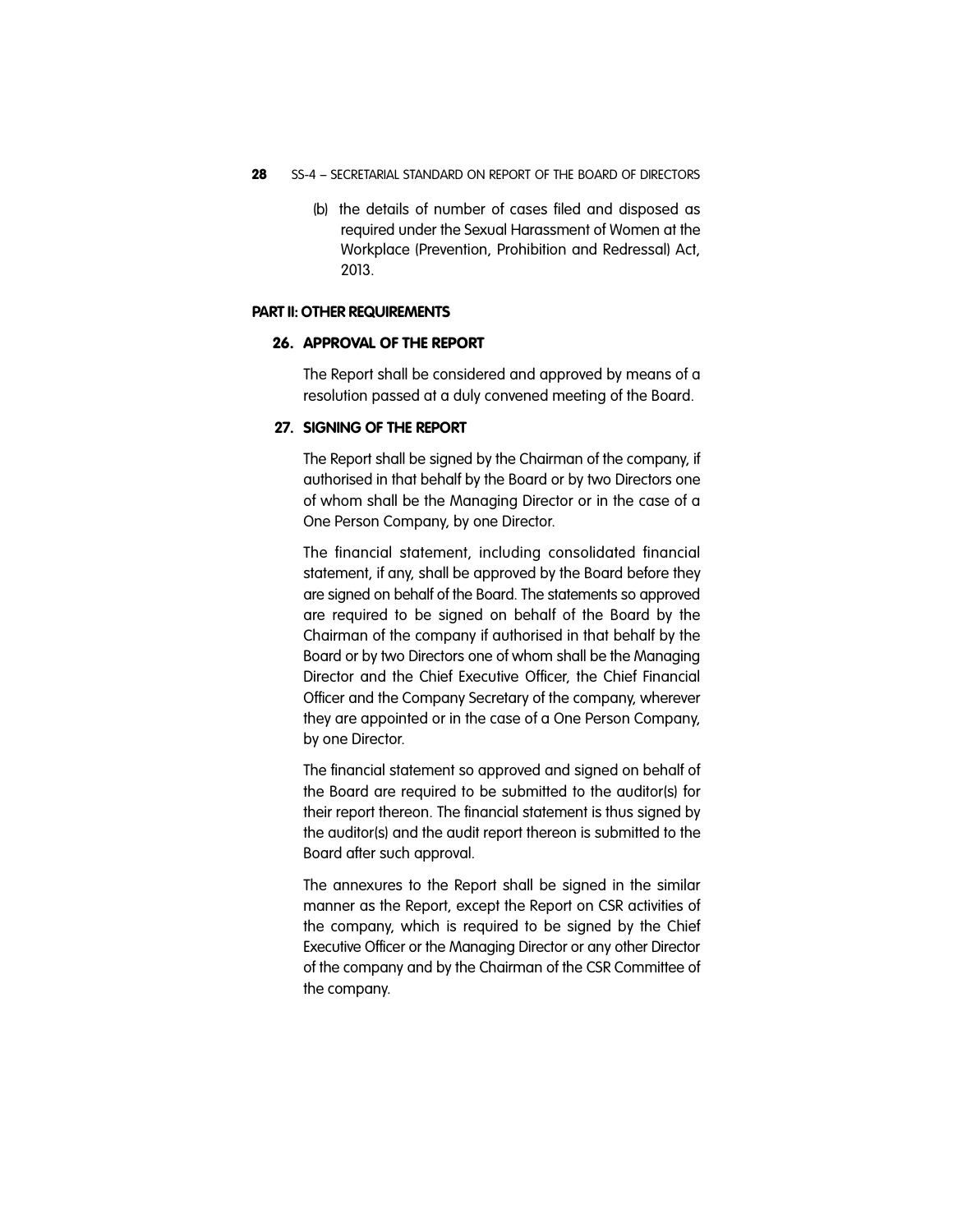(b) the details of number of cases filed and disposed as required under the Sexual Harassment of Women at the Workplace (Prevention, Prohibition and Redressal) Act, 2013.

## PART II: OTHER REQUIREMENTS

### 26. APPROVAL OF THE REPORT

The Report shall be considered and approved by means of a resolution passed at a duly convened meeting of the Board.

### 27. SIGNING OF THE REPORT

The Report shall be signed by the Chairman of the company, if authorised in that behalf by the Board or by two Directors one of whom shall be the Managing Director or in the case of a One Person Company, by one Director.

The financial statement, including consolidated financial statement, if any, shall be approved by the Board before they are signed on behalf of the Board. The statements so approved are required to be signed on behalf of the Board by the Chairman of the company if authorised in that behalf by the Board or by two Directors one of whom shall be the Managing Director and the Chief Executive Officer, the Chief Financial Officer and the Company Secretary of the company, wherever they are appointed or in the case of a One Person Company, by one Director.

The financial statement so approved and signed on behalf of the Board are required to be submitted to the auditor(s) for their report thereon. The financial statement is thus signed by the auditor(s) and the audit report thereon is submitted to the Board after such approval.

The annexures to the Report shall be signed in the similar manner as the Report, except the Report on CSR activities of the company, which is required to be signed by the Chief Executive Officer or the Managing Director or any other Director of the company and by the Chairman of the CSR Committee of the company.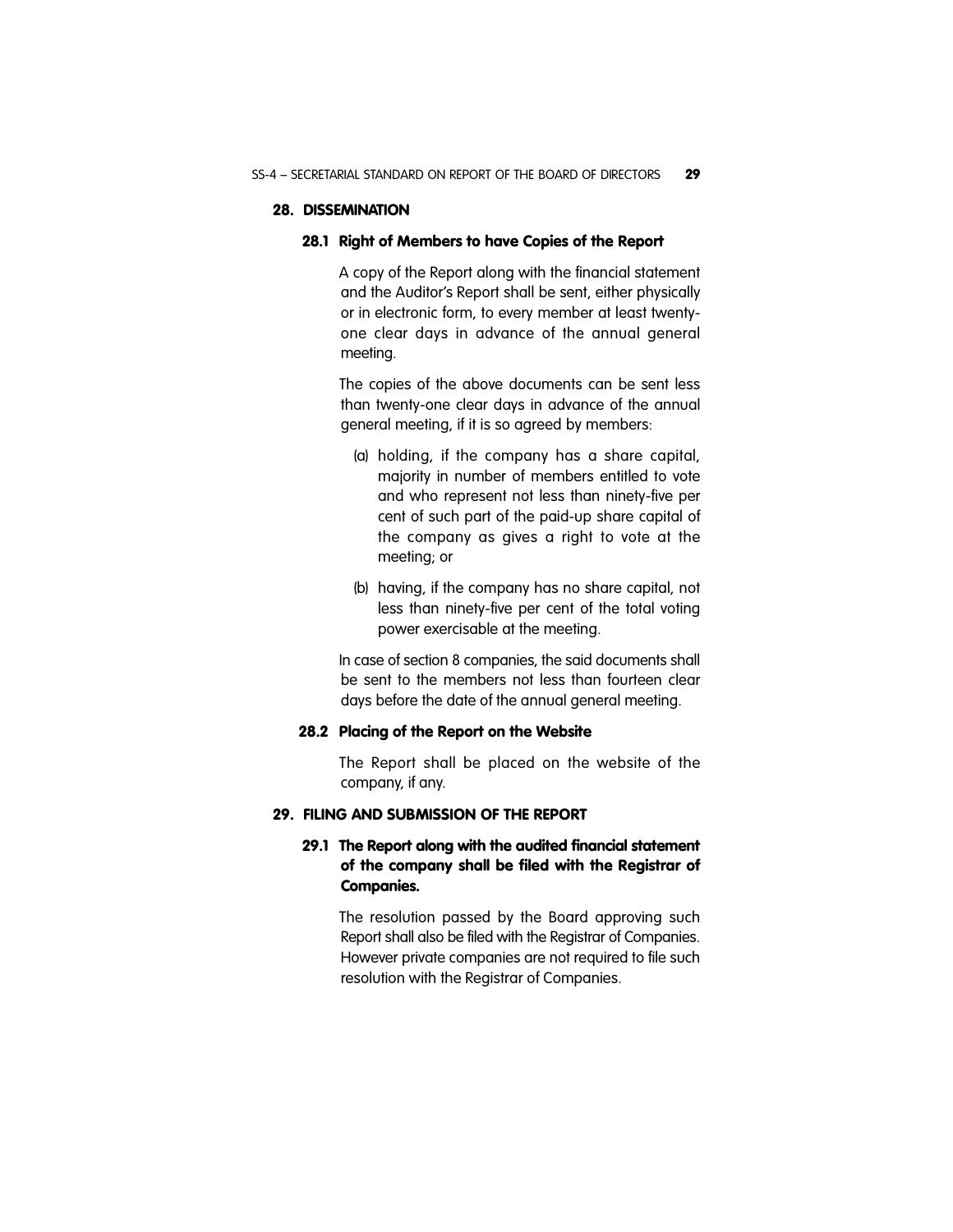## 28. DISSEMINATION

### 28.1 Right of Members to have Copies of the Report

A copy of the Report along with the financial statement and the Auditor's Report shall be sent, either physically or in electronic form, to every member at least twenty-one clear days in advance of the annual general meeting.

The copies of the above documents can be sent less than twenty-one clear days in advance of the annual general meeting, if it is so agreed by members:

(a) holding, if the company has a share capital, majority in number of members entitled to vote and who represent not less than ninety-five per cent of such part of the paid-up share capital of the company as gives a right to vote at the meeting; or

(b) having, if the company has no share capital, not less than ninety-five per cent of the total voting power exercisable at the meeting.

In case of section 8 companies, the said documents shall be sent to the members not less than fourteen clear days before the date of the annual general meeting.

### 28.2 Placing of the Report on the Website

The Report shall be placed on the website of the company, if any.

## 29. FILING AND SUBMISSION OF THE REPORT

### 29.1 The Report along with the audited financial statement of the company shall be filed with the Registrar of Companies.

The resolution passed by the Board approving such Report shall also be filed with the Registrar of Companies. However private companies are not required to file such resolution with the Registrar of Companies.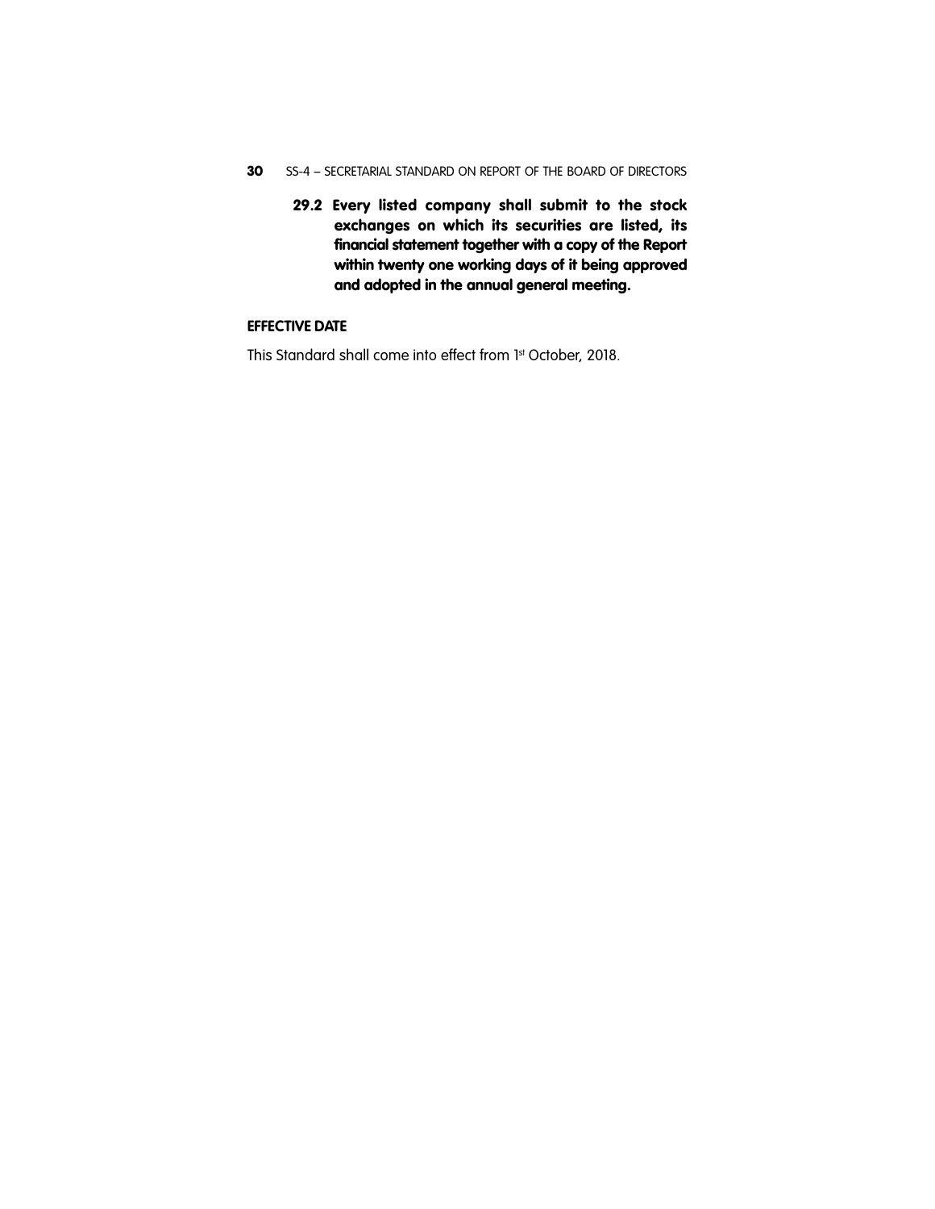**29.2 Every listed company shall submit to the stock exchanges on which its securities are listed, its financial statement together with a copy of the Report within twenty one working days of it being approved and adopted in the annual general meeting.**

## EFFECTIVE DATE

This Standard shall come into effect from 1st October, 2018.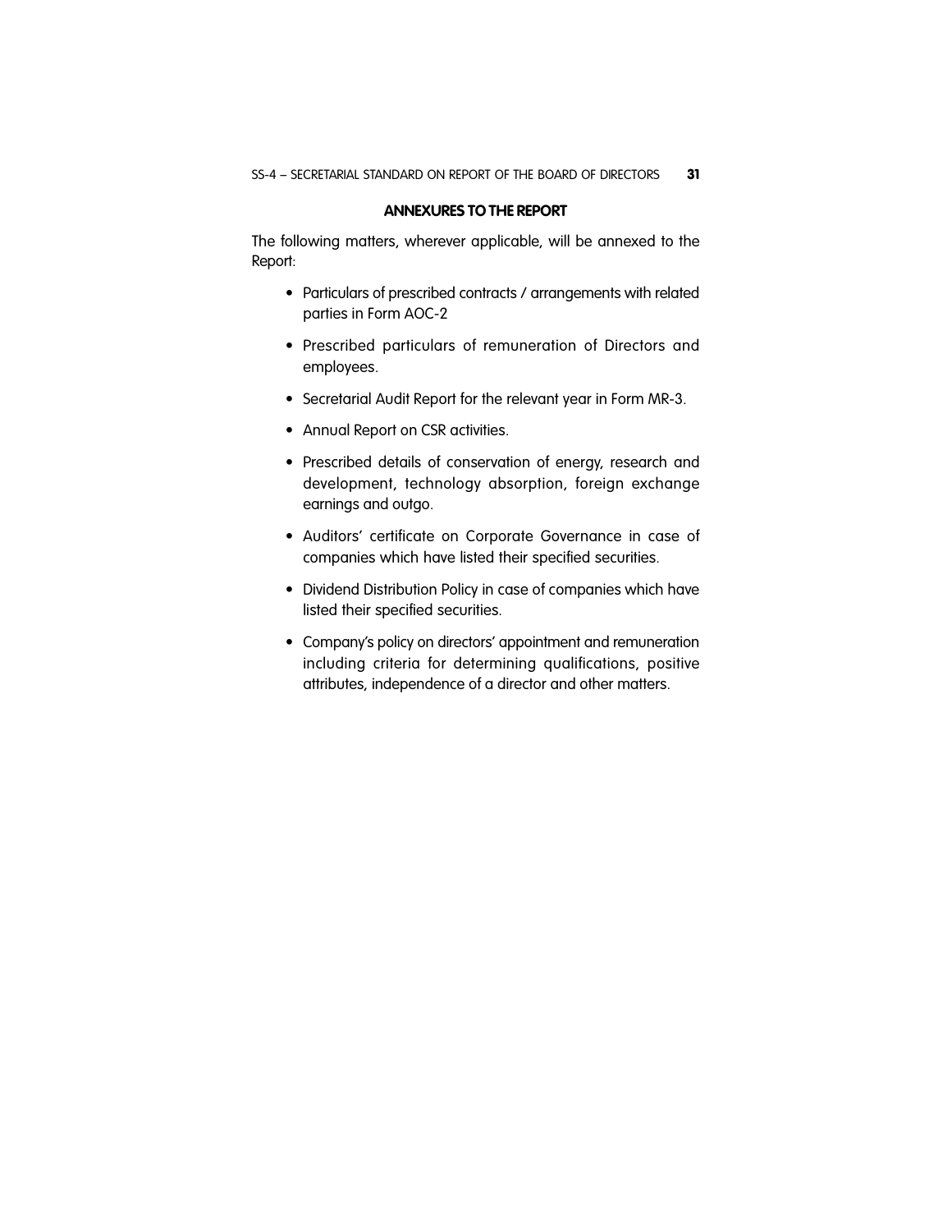## ANNEXURES TO THE REPORT

The following matters, wherever applicable, will be annexed to the Report:

- Particulars of prescribed contracts / arrangements with related parties in Form AOC-2
- Prescribed particulars of remuneration of Directors and employees.
- Secretarial Audit Report for the relevant year in Form MR-3.
- Annual Report on CSR activities.
- Prescribed details of conservation of energy, research and development, technology absorption, foreign exchange earnings and outgo.
- Auditors' certificate on Corporate Governance in case of companies which have listed their specified securities.
- Dividend Distribution Policy in case of companies which have listed their specified securities.
- Company's policy on directors' appointment and remuneration including criteria for determining qualifications, positive attributes, independence of a director and other matters.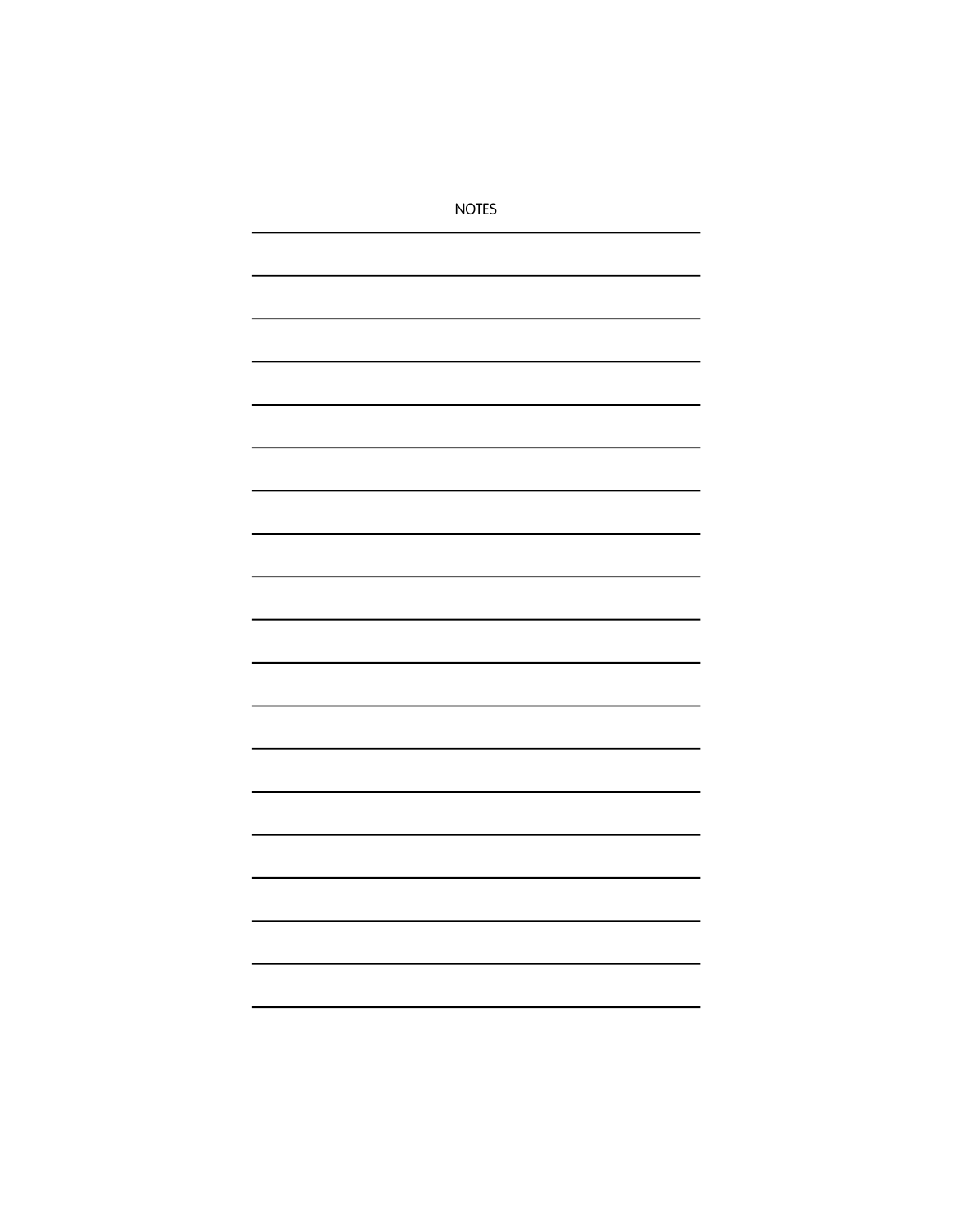NOTES